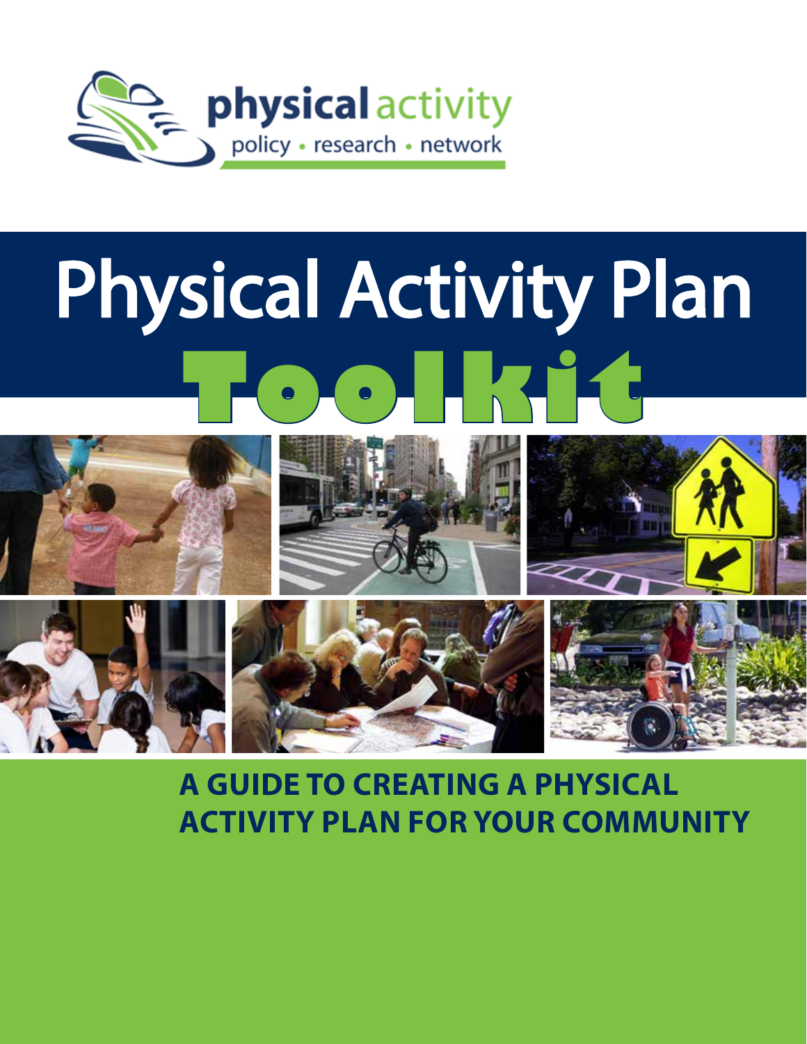physical activity
policy • research • network

# Physical Activity Plan Toolkit

## A GUIDE TO CREATING A PHYSICAL ACTIVITY PLAN FOR YOUR COMMUNITY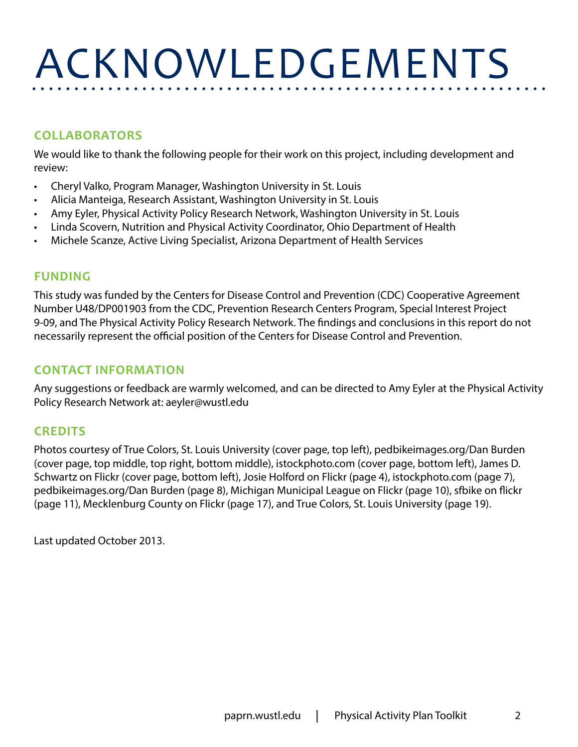# ACKNOWLEDGEMENTS

## COLLABORATORS

We would like to thank the following people for their work on this project, including development and review:

- Cheryl Valko, Program Manager, Washington University in St. Louis
- Alicia Manteiga, Research Assistant, Washington University in St. Louis
- Amy Eyler, Physical Activity Policy Research Network, Washington University in St. Louis
- Linda Scovern, Nutrition and Physical Activity Coordinator, Ohio Department of Health
- Michele Scanze, Active Living Specialist, Arizona Department of Health Services

## FUNDING

This study was funded by the Centers for Disease Control and Prevention (CDC) Cooperative Agreement Number U48/DP001903 from the CDC, Prevention Research Centers Program, Special Interest Project 9-09, and The Physical Activity Policy Research Network. The findings and conclusions in this report do not necessarily represent the official position of the Centers for Disease Control and Prevention.

## CONTACT INFORMATION

Any suggestions or feedback are warmly welcomed, and can be directed to Amy Eyler at the Physical Activity Policy Research Network at: aeyler@wustl.edu

## CREDITS

Photos courtesy of True Colors, St. Louis University (cover page, top left), pedbikeimages.org/Dan Burden (cover page, top middle, top right, bottom middle), istockphoto.com (cover page, bottom left), James D. Schwartz on Flickr (cover page, bottom left), Josie Holford on Flickr (page 4), istockphoto.com (page 7), pedbikeimages.org/Dan Burden (page 8), Michigan Municipal League on Flickr (page 10), sfbike on flickr (page 11), Mecklenburg County on Flickr (page 17), and True Colors, St. Louis University (page 19).

Last updated October 2013.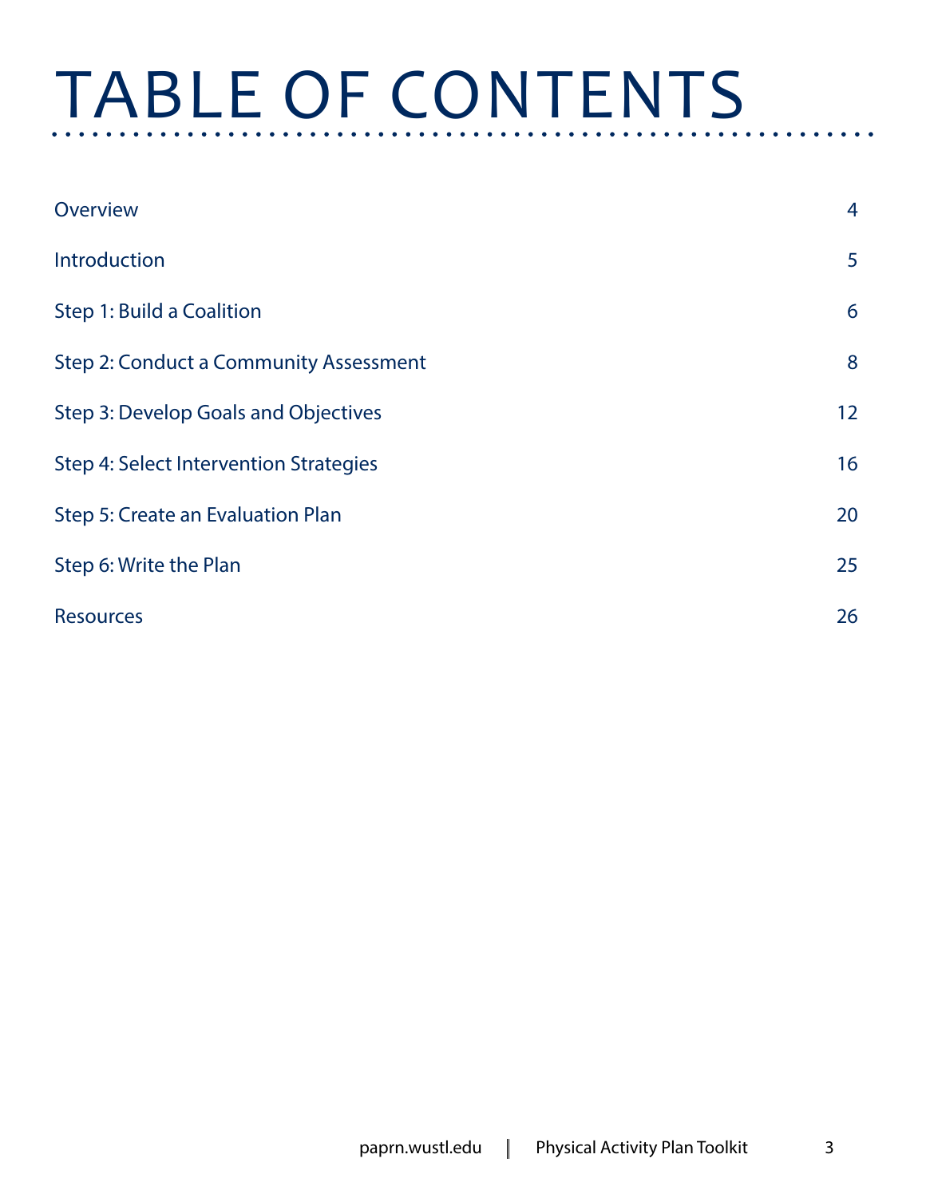# TABLE OF CONTENTS

| | |
|---|---|
| Overview | 4 |
| Introduction | 5 |
| Step 1: Build a Coalition | 6 |
| Step 2: Conduct a Community Assessment | 8 |
| Step 3: Develop Goals and Objectives | 12 |
| Step 4: Select Intervention Strategies | 16 |
| Step 5: Create an Evaluation Plan | 20 |
| Step 6: Write the Plan | 25 |
| Resources | 26 |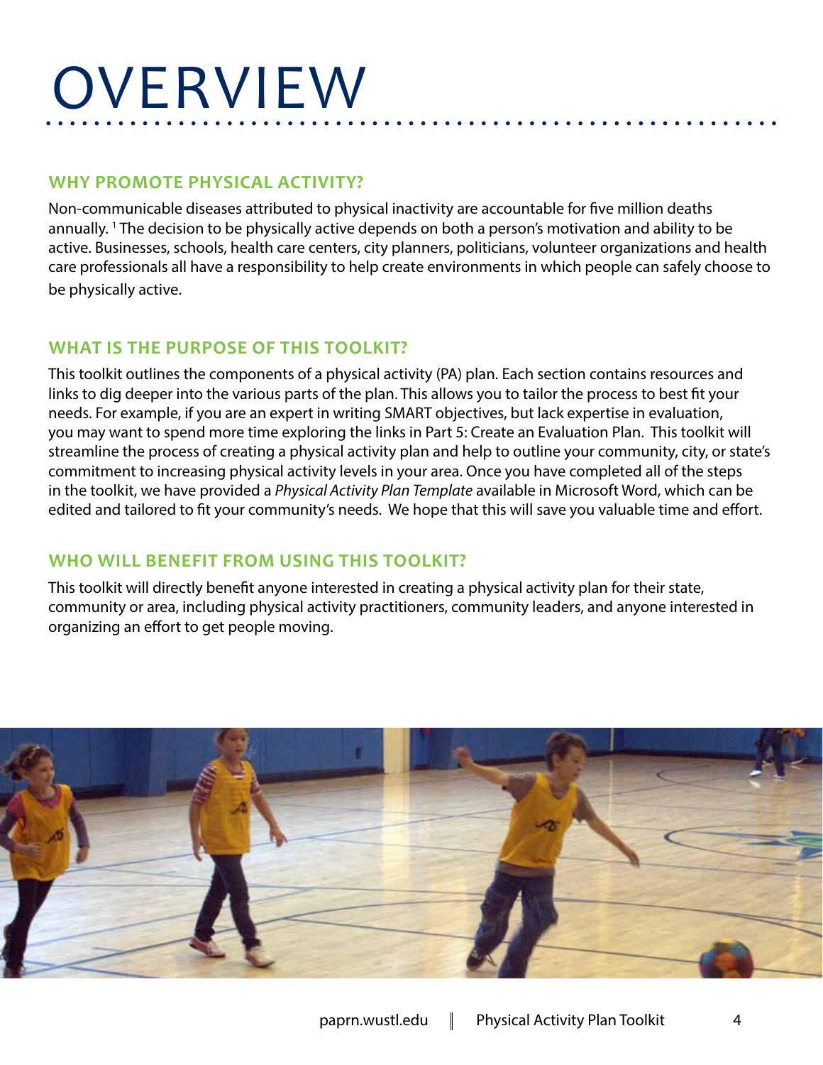# OVERVIEW

## WHY PROMOTE PHYSICAL ACTIVITY?

Non-communicable diseases attributed to physical inactivity are accountable for five million deaths annually. [1] The decision to be physically active depends on both a person's motivation and ability to be active. Businesses, schools, health care centers, city planners, politicians, volunteer organizations and health care professionals all have a responsibility to help create environments in which people can safely choose to be physically active.

## WHAT IS THE PURPOSE OF THIS TOOLKIT?

This toolkit outlines the components of a physical activity (PA) plan. Each section contains resources and links to dig deeper into the various parts of the plan. This allows you to tailor the process to best fit your needs. For example, if you are an expert in writing SMART objectives, but lack expertise in evaluation, you may want to spend more time exploring the links in Part 5: Create an Evaluation Plan. This toolkit will streamline the process of creating a physical activity plan and help to outline your community, city, or state's commitment to increasing physical activity levels in your area. Once you have completed all of the steps in the toolkit, we have provided a *Physical Activity Plan Template* available in Microsoft Word, which can be edited and tailored to fit your community's needs. We hope that this will save you valuable time and effort.

## WHO WILL BENEFIT FROM USING THIS TOOLKIT?

This toolkit will directly benefit anyone interested in creating a physical activity plan for their state, community or area, including physical activity practitioners, community leaders, and anyone interested in organizing an effort to get people moving.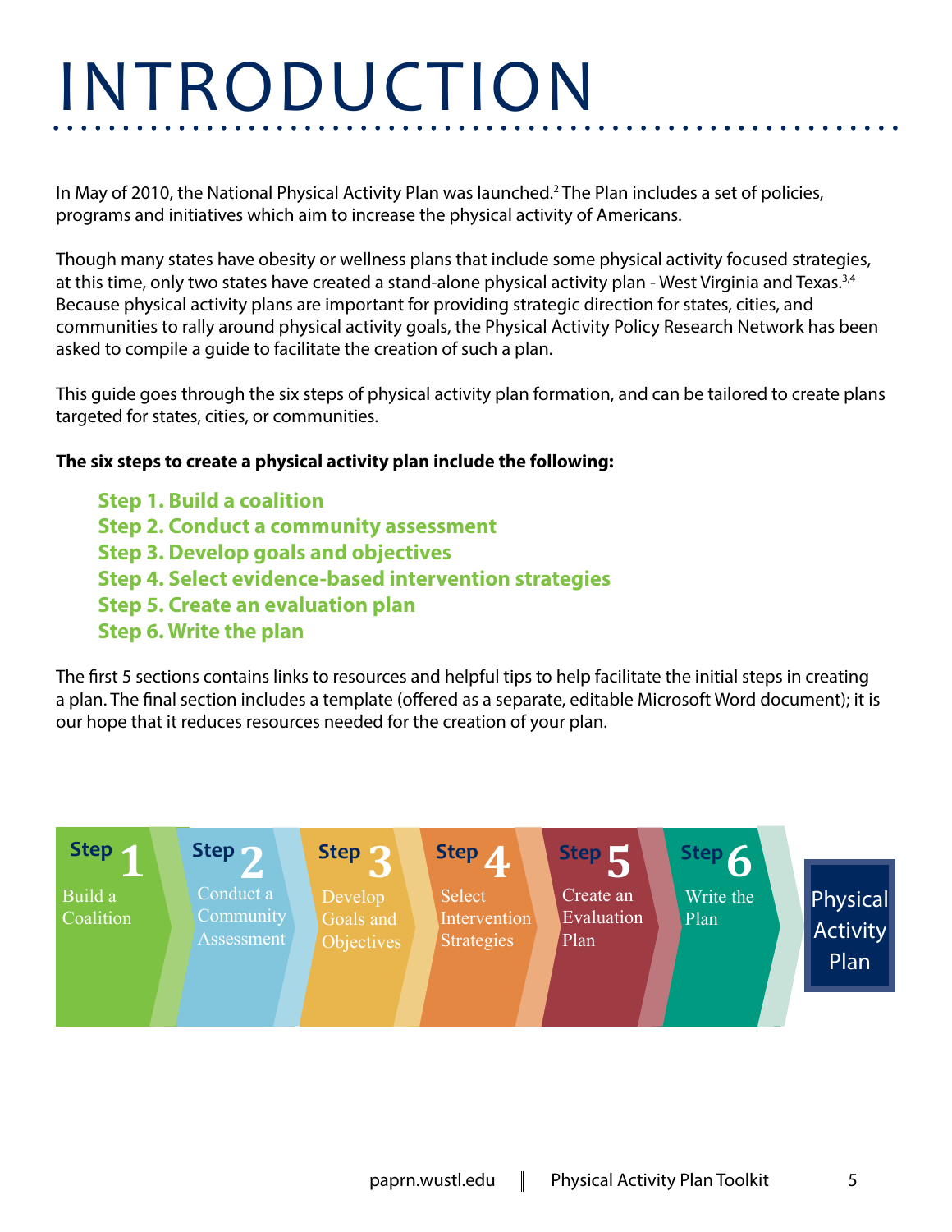# INTRODUCTION

In May of 2010, the National Physical Activity Plan was launched.[2] The Plan includes a set of policies, programs and initiatives which aim to increase the physical activity of Americans.

Though many states have obesity or wellness plans that include some physical activity focused strategies, at this time, only two states have created a stand-alone physical activity plan - West Virginia and Texas.[3,4] Because physical activity plans are important for providing strategic direction for states, cities, and communities to rally around physical activity goals, the Physical Activity Policy Research Network has been asked to compile a guide to facilitate the creation of such a plan.

This guide goes through the six steps of physical activity plan formation, and can be tailored to create plans targeted for states, cities, or communities.

**The six steps to create a physical activity plan include the following:**

**Step 1. Build a coalition**
**Step 2. Conduct a community assessment**
**Step 3. Develop goals and objectives**
**Step 4. Select evidence-based intervention strategies**
**Step 5. Create an evaluation plan**
**Step 6. Write the plan**

The first 5 sections contains links to resources and helpful tips to help facilitate the initial steps in creating a plan. The final section includes a template (offered as a separate, editable Microsoft Word document); it is our hope that it reduces resources needed for the creation of your plan.

Step 1 Build a Coalition → Step 2 Conduct a Community Assessment → Step 3 Develop Goals and Objectives → Step 4 Select Intervention Strategies → Step 5 Create an Evaluation Plan → Step 6 Write the Plan → Physical Activity Plan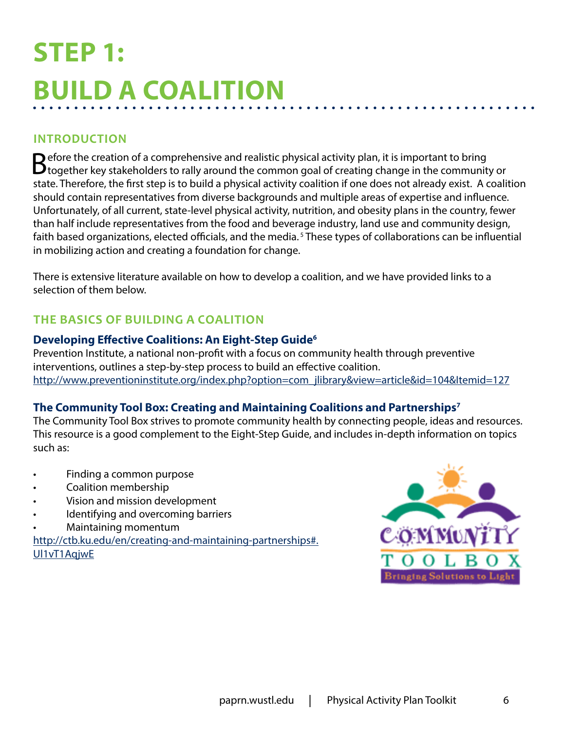# STEP 1: BUILD A COALITION

## INTRODUCTION

Before the creation of a comprehensive and realistic physical activity plan, it is important to bring together key stakeholders to rally around the common goal of creating change in the community or state. Therefore, the first step is to build a physical activity coalition if one does not already exist. A coalition should contain representatives from diverse backgrounds and multiple areas of expertise and influence. Unfortunately, of all current, state-level physical activity, nutrition, and obesity plans in the country, fewer than half include representatives from the food and beverage industry, land use and community design, faith based organizations, elected officials, and the media.[5] These types of collaborations can be influential in mobilizing action and creating a foundation for change.

There is extensive literature available on how to develop a coalition, and we have provided links to a selection of them below.

## THE BASICS OF BUILDING A COALITION

### Developing Effective Coalitions: An Eight-Step Guide[6]

Prevention Institute, a national non-profit with a focus on community health through preventive interventions, outlines a step-by-step process to build an effective coalition.
http://www.preventioninstitute.org/index.php?option=com_jlibrary&view=article&id=104&Itemid=127

### The Community Tool Box: Creating and Maintaining Coalitions and Partnerships[7]

The Community Tool Box strives to promote community health by connecting people, ideas and resources. This resource is a good complement to the Eight-Step Guide, and includes in-depth information on topics such as:

- Finding a common purpose
- Coalition membership
- Vision and mission development
- Identifying and overcoming barriers
- Maintaining momentum

http://ctb.ku.edu/en/creating-and-maintaining-partnerships#.Ul1vT1AqjwE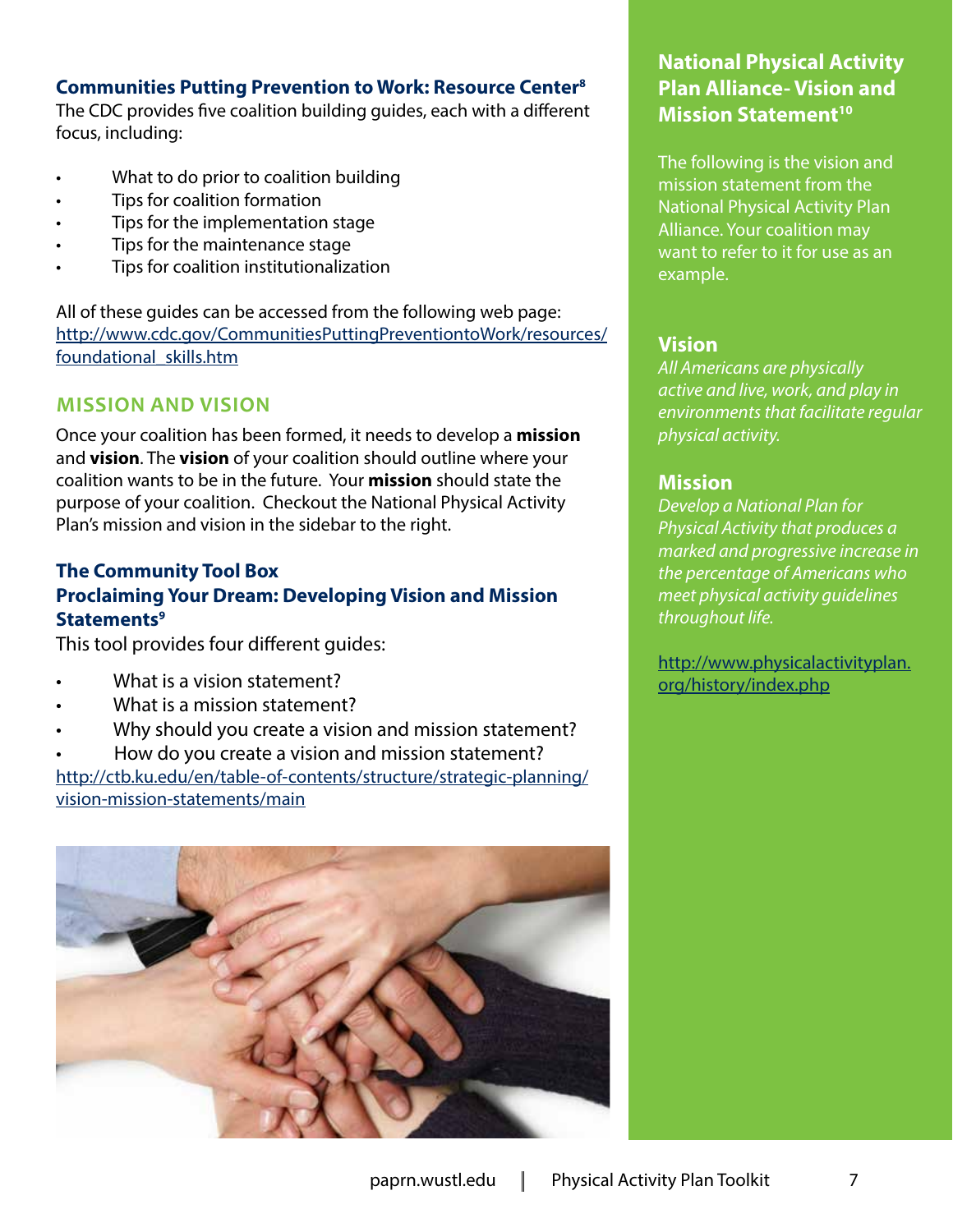### Communities Putting Prevention to Work: Resource Center[8]

The CDC provides five coalition building guides, each with a different focus, including:

- What to do prior to coalition building
- Tips for coalition formation
- Tips for the implementation stage
- Tips for the maintenance stage
- Tips for coalition institutionalization

All of these guides can be accessed from the following web page: http://www.cdc.gov/CommunitiesPuttingPreventiontoWork/resources/foundational_skills.htm

## MISSION AND VISION

Once your coalition has been formed, it needs to develop a **mission** and **vision**. The **vision** of your coalition should outline where your coalition wants to be in the future. Your **mission** should state the purpose of your coalition. Checkout the National Physical Activity Plan's mission and vision in the sidebar to the right.

### The Community Tool Box
### Proclaiming Your Dream: Developing Vision and Mission Statements[9]

This tool provides four different guides:

- What is a vision statement?
- What is a mission statement?
- Why should you create a vision and mission statement?
- How do you create a vision and mission statement?

http://ctb.ku.edu/en/table-of-contents/structure/strategic-planning/vision-mission-statements/main

### National Physical Activity Plan Alliance- Vision and Mission Statement[10]

The following is the vision and mission statement from the National Physical Activity Plan Alliance. Your coalition may want to refer to it for use as an example.

#### Vision

*All Americans are physically active and live, work, and play in environments that facilitate regular physical activity.*

#### Mission

*Develop a National Plan for Physical Activity that produces a marked and progressive increase in the percentage of Americans who meet physical activity guidelines throughout life.*

http://www.physicalactivityplan.org/history/index.php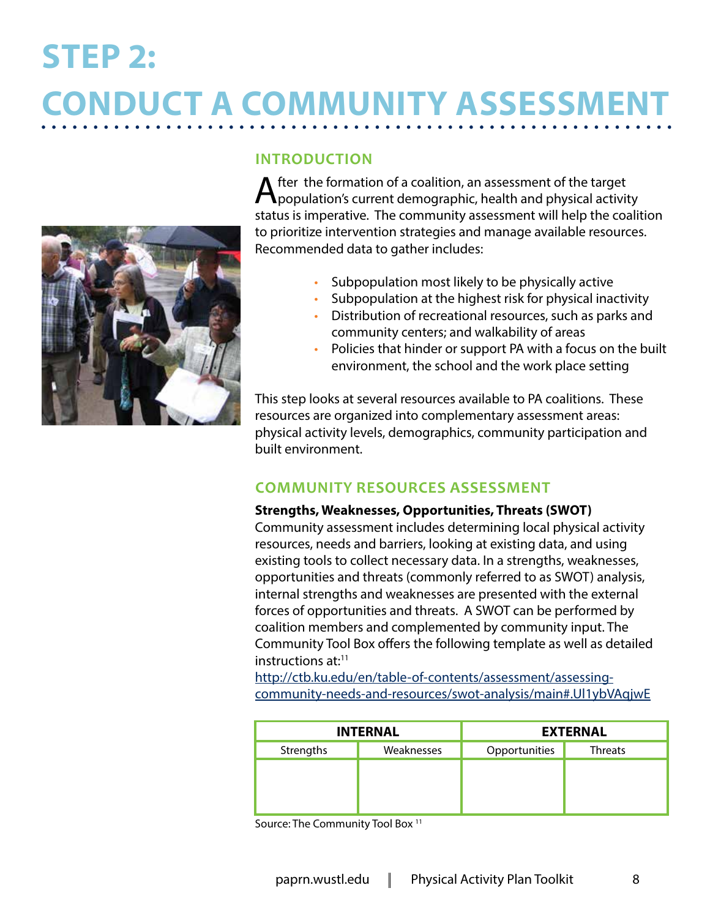# STEP 2: CONDUCT A COMMUNITY ASSESSMENT

## INTRODUCTION

After the formation of a coalition, an assessment of the target population's current demographic, health and physical activity status is imperative. The community assessment will help the coalition to prioritize intervention strategies and manage available resources. Recommended data to gather includes:

- Subpopulation most likely to be physically active
- Subpopulation at the highest risk for physical inactivity
- Distribution of recreational resources, such as parks and community centers; and walkability of areas
- Policies that hinder or support PA with a focus on the built environment, the school and the work place setting

This step looks at several resources available to PA coalitions. These resources are organized into complementary assessment areas: physical activity levels, demographics, community participation and built environment.

## COMMUNITY RESOURCES ASSESSMENT

**Strengths, Weaknesses, Opportunities, Threats (SWOT)**

Community assessment includes determining local physical activity resources, needs and barriers, looking at existing data, and using existing tools to collect necessary data. In a strengths, weaknesses, opportunities and threats (commonly referred to as SWOT) analysis, internal strengths and weaknesses are presented with the external forces of opportunities and threats. A SWOT can be performed by coalition members and complemented by community input. The Community Tool Box offers the following template as well as detailed instructions at:[11]
http://ctb.ku.edu/en/table-of-contents/assessment/assessing-community-needs-and-resources/swot-analysis/main#.Ul1ybVAqjwE

| INTERNAL | | EXTERNAL | |
|---|---|---|---|
| Strengths | Weaknesses | Opportunities | Threats |
| | | | |

Source: The Community Tool Box [11]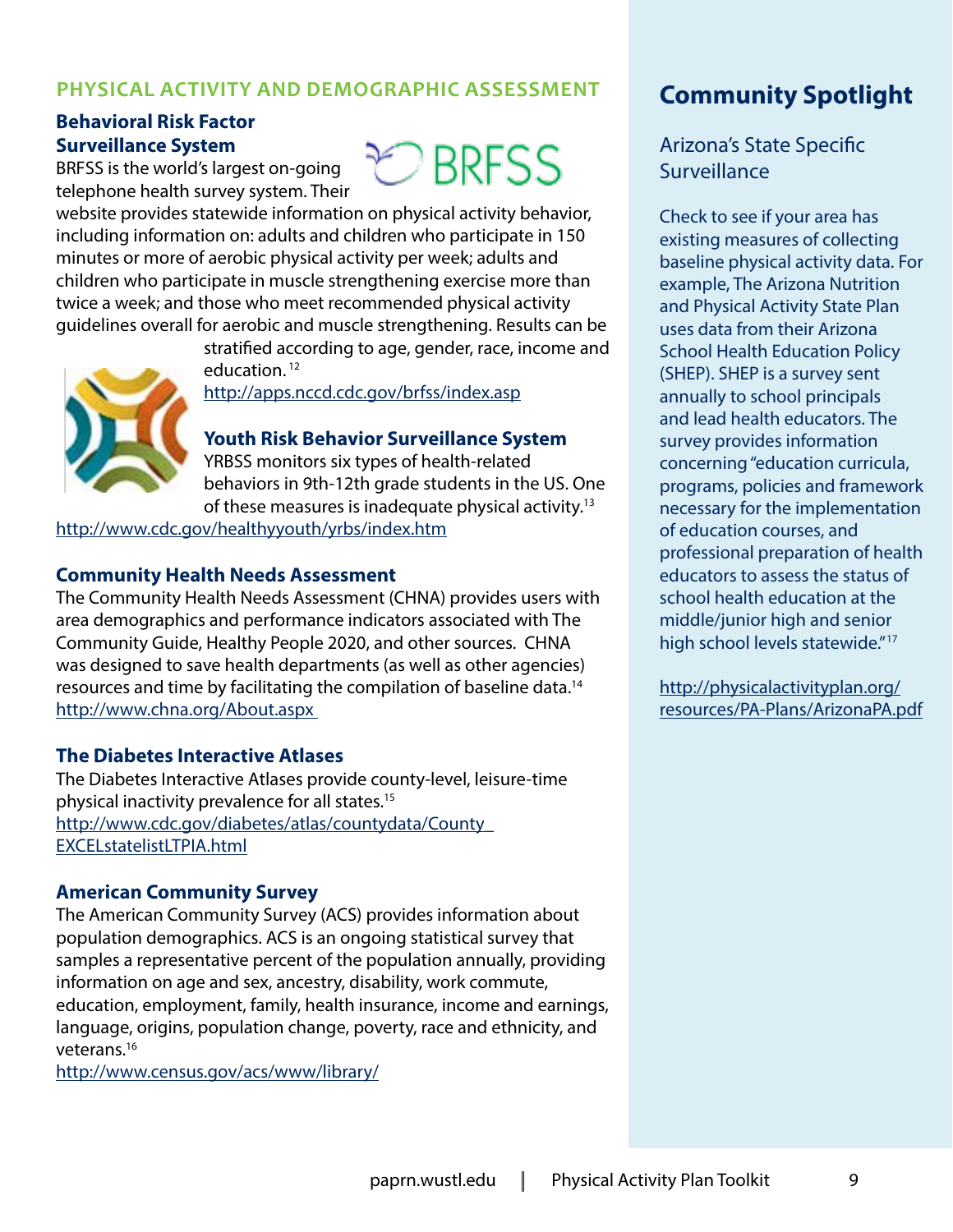## PHYSICAL ACTIVITY AND DEMOGRAPHIC ASSESSMENT

### Behavioral Risk Factor Surveillance System

BRFSS is the world's largest on-going telephone health survey system. Their website provides statewide information on physical activity behavior, including information on: adults and children who participate in 150 minutes or more of aerobic physical activity per week; adults and children who participate in muscle strengthening exercise more than twice a week; and those who meet recommended physical activity guidelines overall for aerobic and muscle strengthening. Results can be stratified according to age, gender, race, income and education.[12]

http://apps.nccd.cdc.gov/brfss/index.asp

### Youth Risk Behavior Surveillance System

YRBSS monitors six types of health-related behaviors in 9th-12th grade students in the US. One of these measures is inadequate physical activity.[13]

http://www.cdc.gov/healthyyouth/yrbs/index.htm

### Community Health Needs Assessment

The Community Health Needs Assessment (CHNA) provides users with area demographics and performance indicators associated with The Community Guide, Healthy People 2020, and other sources. CHNA was designed to save health departments (as well as other agencies) resources and time by facilitating the compilation of baseline data.[14]

http://www.chna.org/About.aspx

### The Diabetes Interactive Atlases

The Diabetes Interactive Atlases provide county-level, leisure-time physical inactivity prevalence for all states.[15]

http://www.cdc.gov/diabetes/atlas/countydata/County_EXCELstatelistLTPIA.html

### American Community Survey

The American Community Survey (ACS) provides information about population demographics. ACS is an ongoing statistical survey that samples a representative percent of the population annually, providing information on age and sex, ancestry, disability, work commute, education, employment, family, health insurance, income and earnings, language, origins, population change, poverty, race and ethnicity, and veterans.[16]

http://www.census.gov/acs/www/library/

## Community Spotlight

### Arizona's State Specific Surveillance

Check to see if your area has existing measures of collecting baseline physical activity data. For example, The Arizona Nutrition and Physical Activity State Plan uses data from their Arizona School Health Education Policy (SHEP). SHEP is a survey sent annually to school principals and lead health educators. The survey provides information concerning "education curricula, programs, policies and framework necessary for the implementation of education courses, and professional preparation of health educators to assess the status of school health education at the middle/junior high and senior high school levels statewide."[17]

http://physicalactivityplan.org/resources/PA-Plans/ArizonaPA.pdf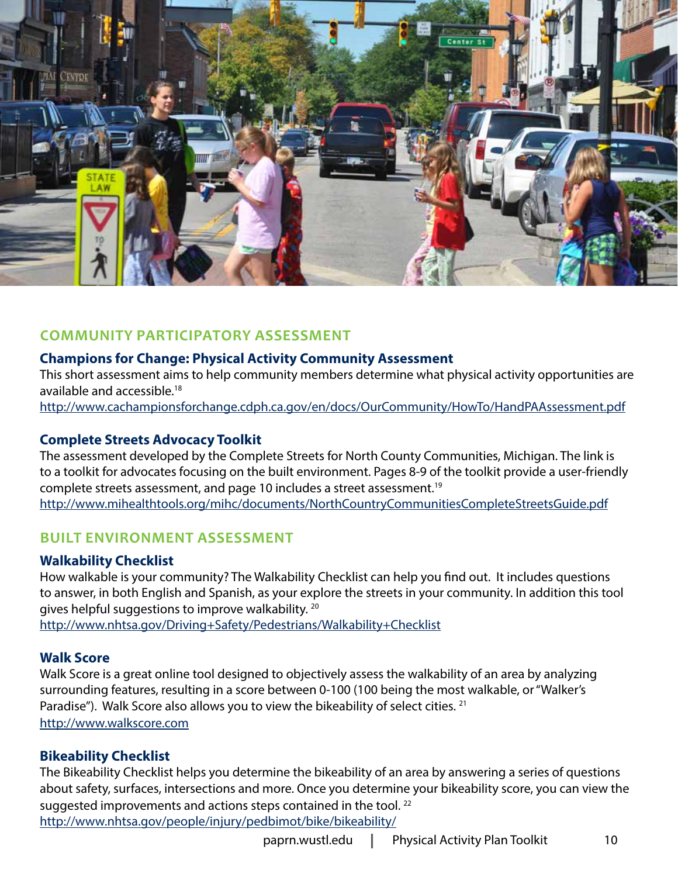## COMMUNITY PARTICIPATORY ASSESSMENT

### Champions for Change: Physical Activity Community Assessment

This short assessment aims to help community members determine what physical activity opportunities are available and accessible.[18]
http://www.cachampionsforchange.cdph.ca.gov/en/docs/OurCommunity/HowTo/HandPAAssessment.pdf

### Complete Streets Advocacy Toolkit

The assessment developed by the Complete Streets for North County Communities, Michigan. The link is to a toolkit for advocates focusing on the built environment. Pages 8-9 of the toolkit provide a user-friendly complete streets assessment, and page 10 includes a street assessment.[19]
http://www.mihealthtools.org/mihc/documents/NorthCountryCommunitiesCompleteStreetsGuide.pdf

## BUILT ENVIRONMENT ASSESSMENT

### Walkability Checklist

How walkable is your community? The Walkability Checklist can help you find out. It includes questions to answer, in both English and Spanish, as your explore the streets in your community. In addition this tool gives helpful suggestions to improve walkability. [20]
http://www.nhtsa.gov/Driving+Safety/Pedestrians/Walkability+Checklist

### Walk Score

Walk Score is a great online tool designed to objectively assess the walkability of an area by analyzing surrounding features, resulting in a score between 0-100 (100 being the most walkable, or "Walker's Paradise"). Walk Score also allows you to view the bikeability of select cities. [21]
http://www.walkscore.com

### Bikeability Checklist

The Bikeability Checklist helps you determine the bikeability of an area by answering a series of questions about safety, surfaces, intersections and more. Once you determine your bikeability score, you can view the suggested improvements and actions steps contained in the tool. [22]
http://www.nhtsa.gov/people/injury/pedbimot/bike/bikeability/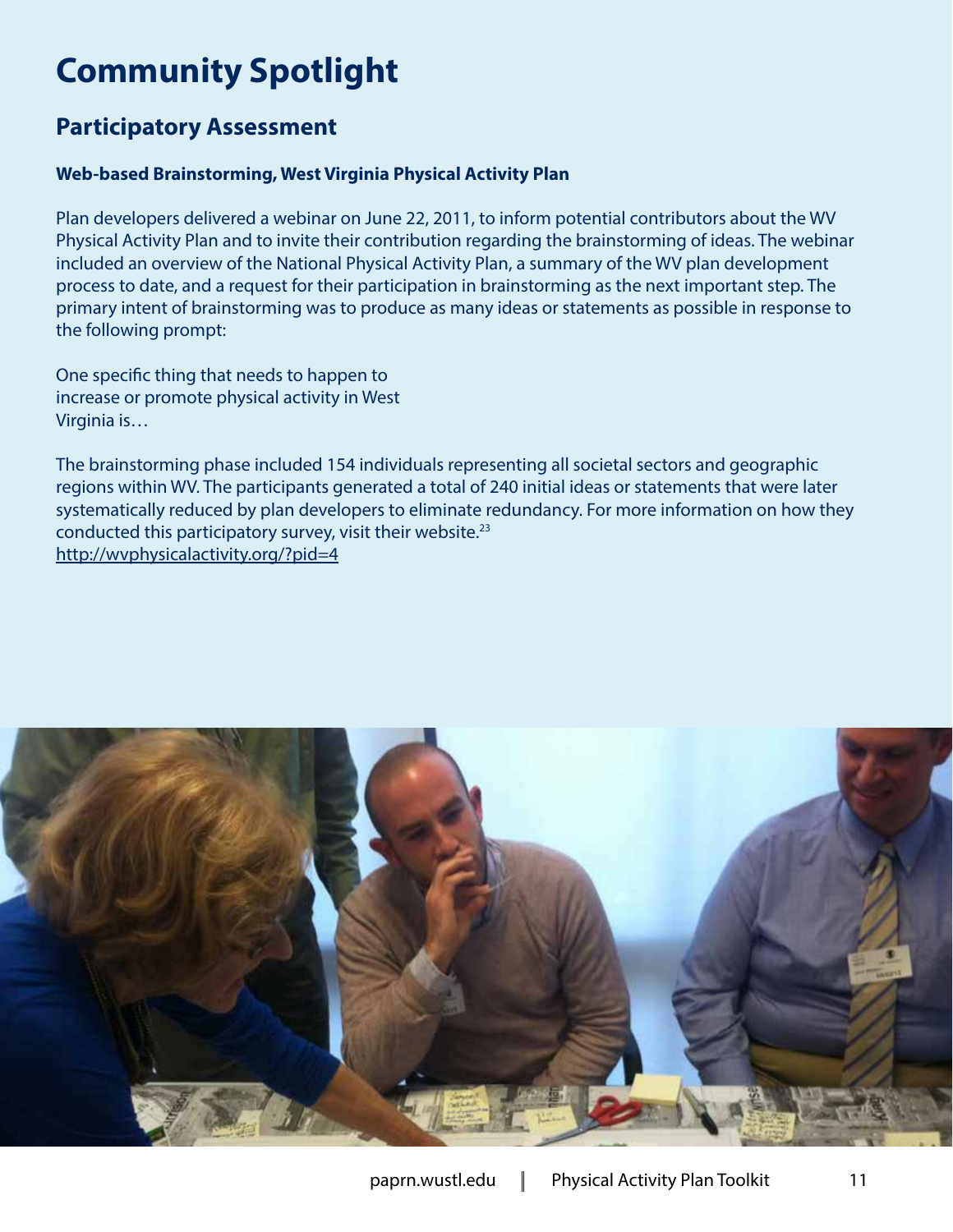# Community Spotlight

## Participatory Assessment

### Web-based Brainstorming, West Virginia Physical Activity Plan

Plan developers delivered a webinar on June 22, 2011, to inform potential contributors about the WV Physical Activity Plan and to invite their contribution regarding the brainstorming of ideas. The webinar included an overview of the National Physical Activity Plan, a summary of the WV plan development process to date, and a request for their participation in brainstorming as the next important step. The primary intent of brainstorming was to produce as many ideas or statements as possible in response to the following prompt:

One specific thing that needs to happen to increase or promote physical activity in West Virginia is…

The brainstorming phase included 154 individuals representing all societal sectors and geographic regions within WV. The participants generated a total of 240 initial ideas or statements that were later systematically reduced by plan developers to eliminate redundancy. For more information on how they conducted this participatory survey, visit their website.[23]
http://wvphysicalactivity.org/?pid=4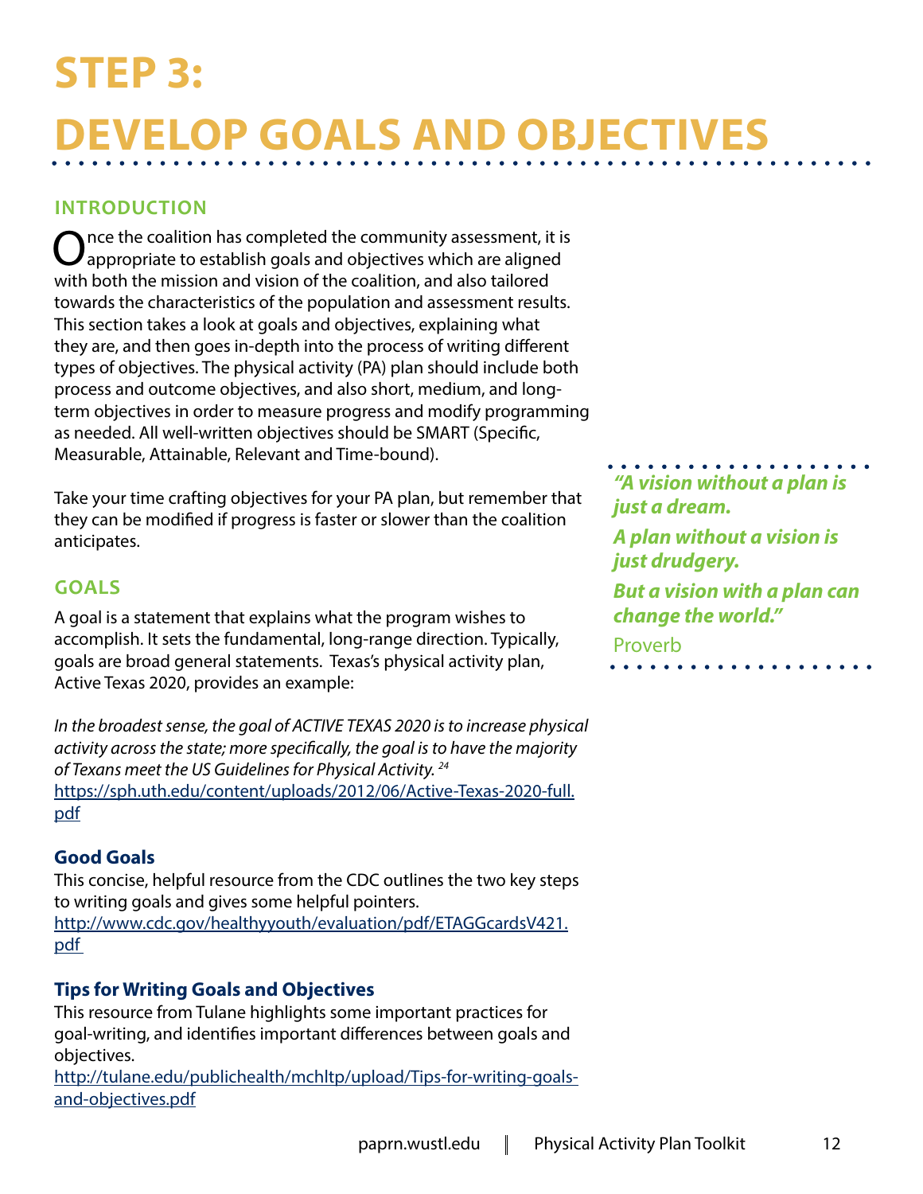# STEP 3: DEVELOP GOALS AND OBJECTIVES

## INTRODUCTION

Once the coalition has completed the community assessment, it is appropriate to establish goals and objectives which are aligned with both the mission and vision of the coalition, and also tailored towards the characteristics of the population and assessment results. This section takes a look at goals and objectives, explaining what they are, and then goes in-depth into the process of writing different types of objectives. The physical activity (PA) plan should include both process and outcome objectives, and also short, medium, and long-term objectives in order to measure progress and modify programming as needed. All well-written objectives should be SMART (Specific, Measurable, Attainable, Relevant and Time-bound).

Take your time crafting objectives for your PA plan, but remember that they can be modified if progress is faster or slower than the coalition anticipates.

> ***"A vision without a plan is just a dream.***
>
> ***A plan without a vision is just drudgery.***
>
> ***But a vision with a plan can change the world."***
>
> Proverb

## GOALS

A goal is a statement that explains what the program wishes to accomplish. It sets the fundamental, long-range direction. Typically, goals are broad general statements. Texas's physical activity plan, Active Texas 2020, provides an example:

*In the broadest sense, the goal of ACTIVE TEXAS 2020 is to increase physical activity across the state; more specifically, the goal is to have the majority of Texans meet the US Guidelines for Physical Activity.* [24]
https://sph.uth.edu/content/uploads/2012/06/Active-Texas-2020-full.pdf

### Good Goals

This concise, helpful resource from the CDC outlines the two key steps to writing goals and gives some helpful pointers.
http://www.cdc.gov/healthyyouth/evaluation/pdf/ETAGGcardsV421.pdf

### Tips for Writing Goals and Objectives

This resource from Tulane highlights some important practices for goal-writing, and identifies important differences between goals and objectives.
http://tulane.edu/publichealth/mchltp/upload/Tips-for-writing-goals-and-objectives.pdf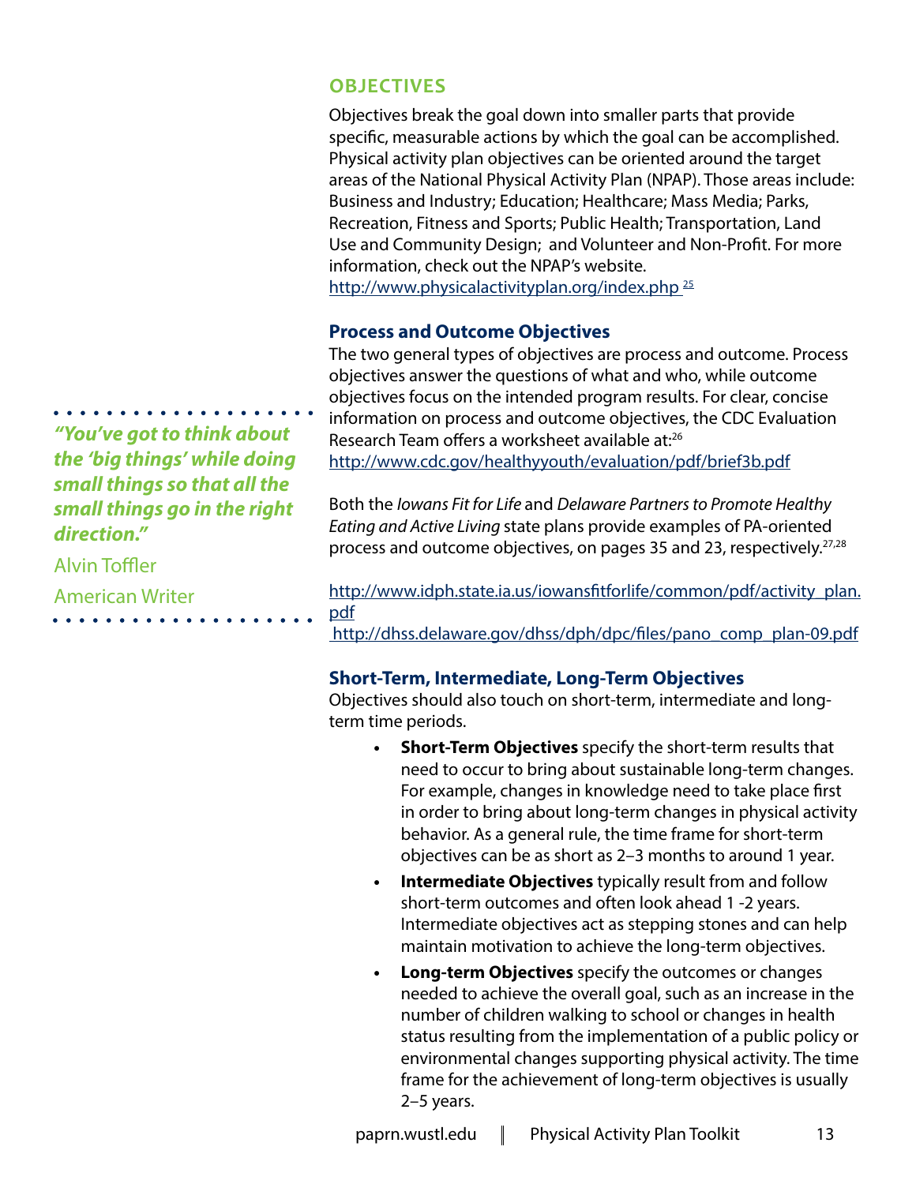## OBJECTIVES

Objectives break the goal down into smaller parts that provide specific, measurable actions by which the goal can be accomplished. Physical activity plan objectives can be oriented around the target areas of the National Physical Activity Plan (NPAP). Those areas include: Business and Industry; Education; Healthcare; Mass Media; Parks, Recreation, Fitness and Sports; Public Health; Transportation, Land Use and Community Design; and Volunteer and Non-Profit. For more information, check out the NPAP's website.
http://www.physicalactivityplan.org/index.php [25]

### Process and Outcome Objectives

The two general types of objectives are process and outcome. Process objectives answer the questions of what and who, while outcome objectives focus on the intended program results. For clear, concise information on process and outcome objectives, the CDC Evaluation Research Team offers a worksheet available at:[26]
http://www.cdc.gov/healthyyouth/evaluation/pdf/brief3b.pdf

> ***"You've got to think about the 'big things' while doing small things so that all the small things go in the right direction."***
>
> Alvin Toffler
>
> American Writer

Both the *Iowans Fit for Life* and *Delaware Partners to Promote Healthy Eating and Active Living* state plans provide examples of PA-oriented process and outcome objectives, on pages 35 and 23, respectively.[27,28]

http://www.idph.state.ia.us/iowansfitforlife/common/pdf/activity_plan.pdf
http://dhss.delaware.gov/dhss/dph/dpc/files/pano_comp_plan-09.pdf

### Short-Term, Intermediate, Long-Term Objectives

Objectives should also touch on short-term, intermediate and long-term time periods.

- **Short-Term Objectives** specify the short-term results that need to occur to bring about sustainable long-term changes. For example, changes in knowledge need to take place first in order to bring about long-term changes in physical activity behavior. As a general rule, the time frame for short-term objectives can be as short as 2–3 months to around 1 year.
- **Intermediate Objectives** typically result from and follow short-term outcomes and often look ahead 1 -2 years. Intermediate objectives act as stepping stones and can help maintain motivation to achieve the long-term objectives.
- **Long-term Objectives** specify the outcomes or changes needed to achieve the overall goal, such as an increase in the number of children walking to school or changes in health status resulting from the implementation of a public policy or environmental changes supporting physical activity. The time frame for the achievement of long-term objectives is usually 2–5 years.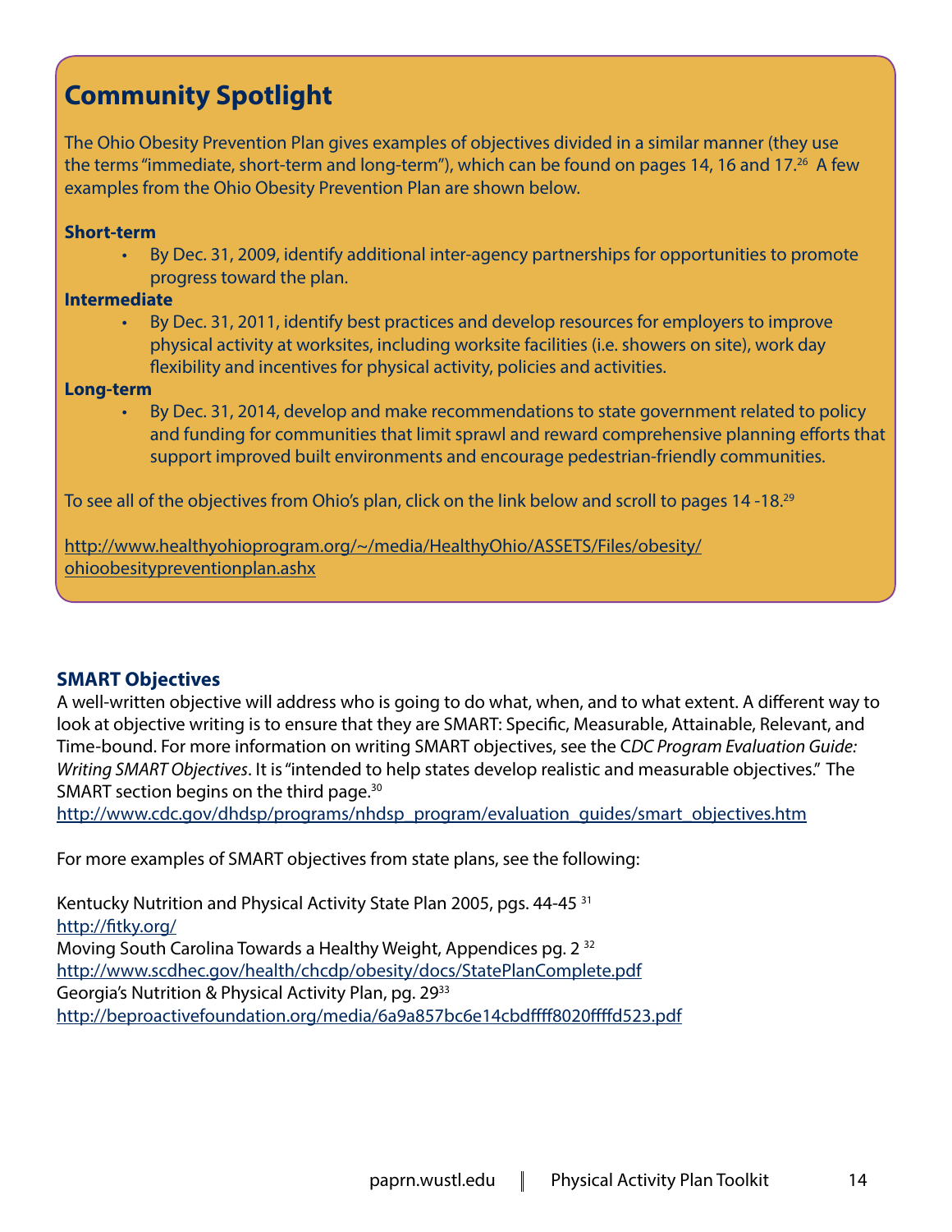## Community Spotlight

The Ohio Obesity Prevention Plan gives examples of objectives divided in a similar manner (they use the terms "immediate, short-term and long-term"), which can be found on pages 14, 16 and 17.[26] A few examples from the Ohio Obesity Prevention Plan are shown below.

**Short-term**

- By Dec. 31, 2009, identify additional inter-agency partnerships for opportunities to promote progress toward the plan.

**Intermediate**

- By Dec. 31, 2011, identify best practices and develop resources for employers to improve physical activity at worksites, including worksite facilities (i.e. showers on site), work day flexibility and incentives for physical activity, policies and activities.

**Long-term**

- By Dec. 31, 2014, develop and make recommendations to state government related to policy and funding for communities that limit sprawl and reward comprehensive planning efforts that support improved built environments and encourage pedestrian-friendly communities.

To see all of the objectives from Ohio's plan, click on the link below and scroll to pages 14 -18.[29]

http://www.healthyohioprogram.org/~/media/HealthyOhio/ASSETS/Files/obesity/ohioobesitypreventionplan.ashx

### SMART Objectives

A well-written objective will address who is going to do what, when, and to what extent. A different way to look at objective writing is to ensure that they are SMART: Specific, Measurable, Attainable, Relevant, and Time-bound. For more information on writing SMART objectives, see the *CDC Program Evaluation Guide: Writing SMART Objectives*. It is "intended to help states develop realistic and measurable objectives." The SMART section begins on the third page.[30]
http://www.cdc.gov/dhdsp/programs/nhdsp_program/evaluation_guides/smart_objectives.htm

For more examples of SMART objectives from state plans, see the following:

Kentucky Nutrition and Physical Activity State Plan 2005, pgs. 44-45 [31]
http://fitky.org/
Moving South Carolina Towards a Healthy Weight, Appendices pg. 2 [32]
http://www.scdhec.gov/health/chcdp/obesity/docs/StatePlanComplete.pdf
Georgia's Nutrition & Physical Activity Plan, pg. 29[33]
http://beproactivefoundation.org/media/6a9a857bc6e14cbdffff8020ffffd523.pdf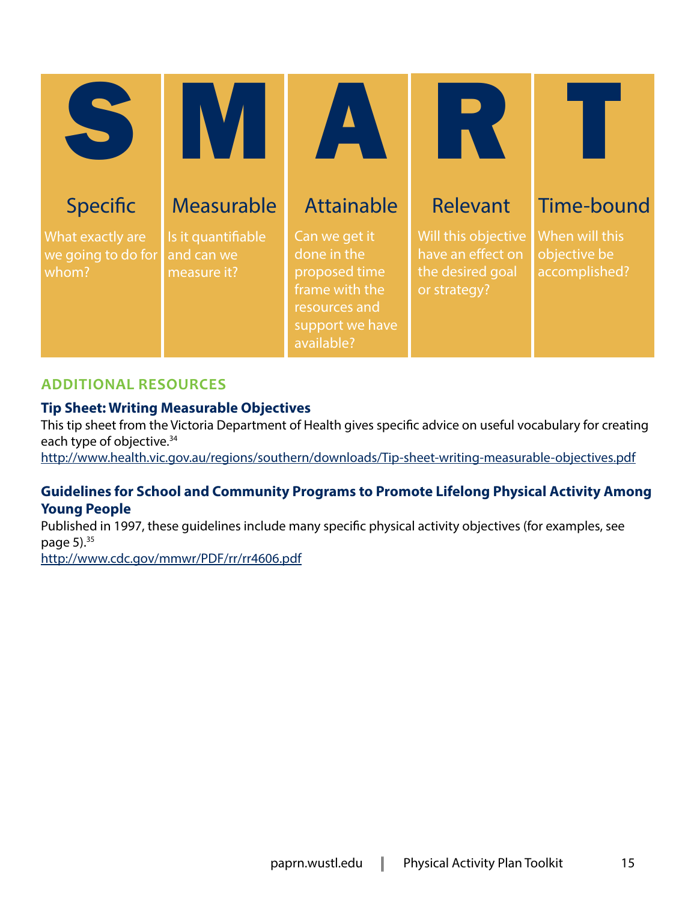| S | M | A | R | T |
|---|---|---|---|---|
| **Specific** | **Measurable** | **Attainable** | **Relevant** | **Time-bound** |
| What exactly are we going to do for whom? | Is it quantifiable and can we measure it? | Can we get it done in the proposed time frame with the resources and support we have available? | Will this objective have an effect on the desired goal or strategy? | When will this objective be accomplished? |

## ADDITIONAL RESOURCES

**Tip Sheet: Writing Measurable Objectives**

This tip sheet from the Victoria Department of Health gives specific advice on useful vocabulary for creating each type of objective.[34]

http://www.health.vic.gov.au/regions/southern/downloads/Tip-sheet-writing-measurable-objectives.pdf

**Guidelines for School and Community Programs to Promote Lifelong Physical Activity Among Young People**

Published in 1997, these guidelines include many specific physical activity objectives (for examples, see page 5).[35]

http://www.cdc.gov/mmwr/PDF/rr/rr4606.pdf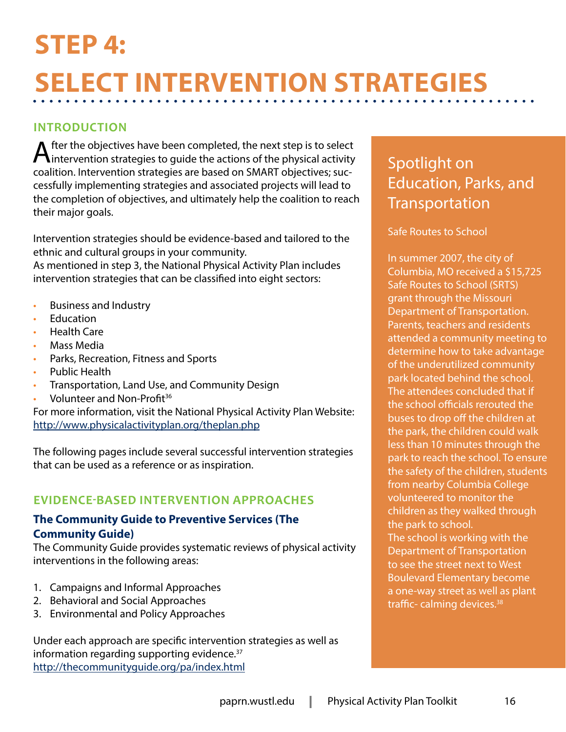# STEP 4:

# SELECT INTERVENTION STRATEGIES

## INTRODUCTION

After the objectives have been completed, the next step is to select intervention strategies to guide the actions of the physical activity coalition. Intervention strategies are based on SMART objectives; successfully implementing strategies and associated projects will lead to the completion of objectives, and ultimately help the coalition to reach their major goals.

Intervention strategies should be evidence-based and tailored to the ethnic and cultural groups in your community.
As mentioned in step 3, the National Physical Activity Plan includes intervention strategies that can be classified into eight sectors:

- Business and Industry
- Education
- Health Care
- Mass Media
- Parks, Recreation, Fitness and Sports
- Public Health
- Transportation, Land Use, and Community Design
- Volunteer and Non-Profit[36]

For more information, visit the National Physical Activity Plan Website: http://www.physicalactivityplan.org/theplan.php

The following pages include several successful intervention strategies that can be used as a reference or as inspiration.

## EVIDENCE-BASED INTERVENTION APPROACHES

### The Community Guide to Preventive Services (The Community Guide)

The Community Guide provides systematic reviews of physical activity interventions in the following areas:

1. Campaigns and Informal Approaches
2. Behavioral and Social Approaches
3. Environmental and Policy Approaches

Under each approach are specific intervention strategies as well as information regarding supporting evidence.[37]
http://thecommunityguide.org/pa/index.html

## Spotlight on Education, Parks, and Transportation

Safe Routes to School

In summer 2007, the city of Columbia, MO received a $15,725 Safe Routes to School (SRTS) grant through the Missouri Department of Transportation. Parents, teachers and residents attended a community meeting to determine how to take advantage of the underutilized community park located behind the school. The attendees concluded that if the school officials rerouted the buses to drop off the children at the park, the children could walk less than 10 minutes through the park to reach the school. To ensure the safety of the children, students from nearby Columbia College volunteered to monitor the children as they walked through the park to school.
The school is working with the Department of Transportation to see the street next to West Boulevard Elementary become a one-way street as well as plant traffic- calming devices.[38]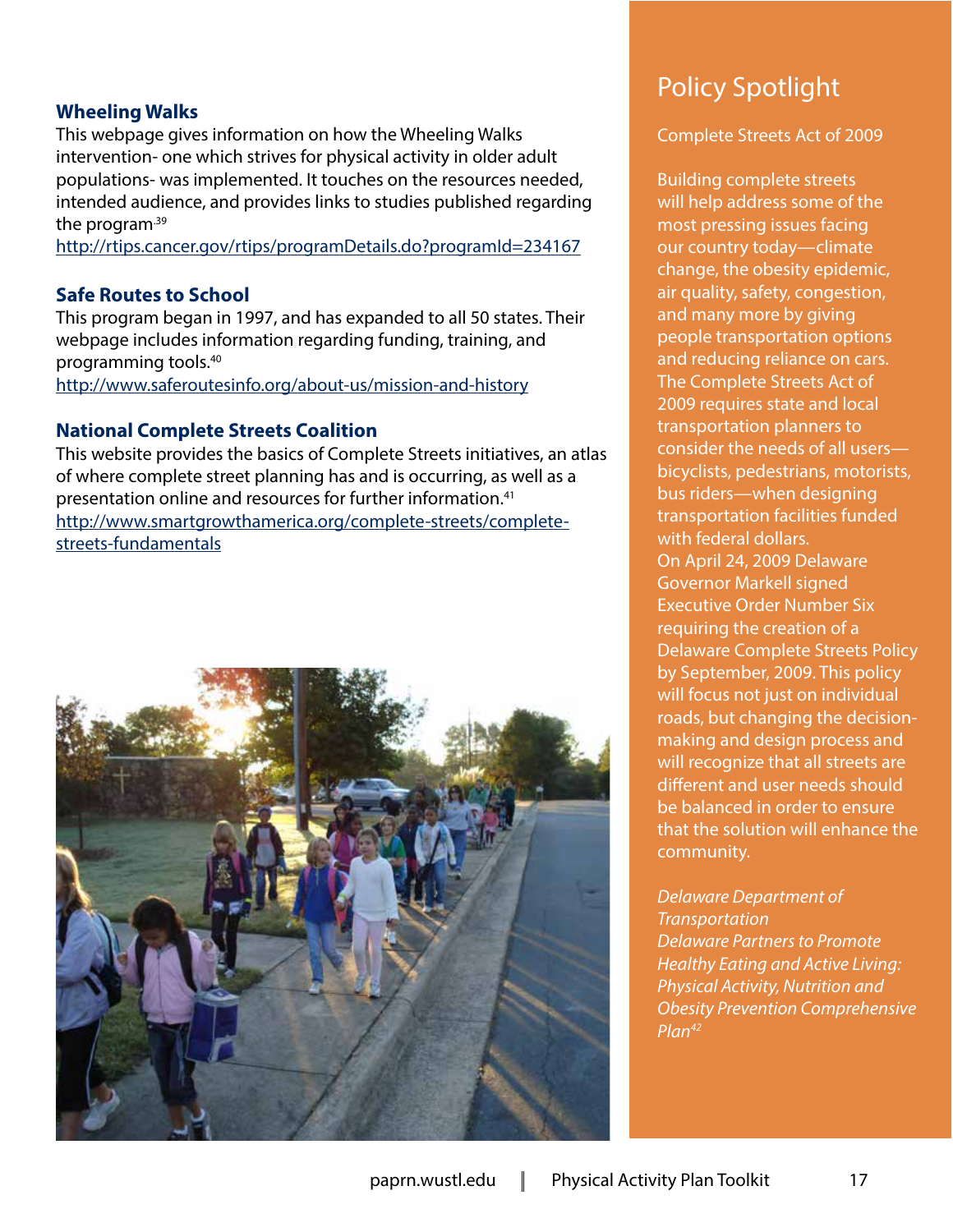### Wheeling Walks

This webpage gives information on how the Wheeling Walks intervention- one which strives for physical activity in older adult populations- was implemented. It touches on the resources needed, intended audience, and provides links to studies published regarding the program.[39]
http://rtips.cancer.gov/rtips/programDetails.do?programId=234167

### Safe Routes to School

This program began in 1997, and has expanded to all 50 states. Their webpage includes information regarding funding, training, and programming tools.[40]
http://www.saferoutesinfo.org/about-us/mission-and-history

### National Complete Streets Coalition

This website provides the basics of Complete Streets initiatives, an atlas of where complete street planning has and is occurring, as well as a presentation online and resources for further information.[41]
http://www.smartgrowthamerica.org/complete-streets/complete-streets-fundamentals

## Policy Spotlight

Complete Streets Act of 2009

Building complete streets will help address some of the most pressing issues facing our country today—climate change, the obesity epidemic, air quality, safety, congestion, and many more by giving people transportation options and reducing reliance on cars. The Complete Streets Act of 2009 requires state and local transportation planners to consider the needs of all users—bicyclists, pedestrians, motorists, bus riders—when designing transportation facilities funded with federal dollars.
On April 24, 2009 Delaware Governor Markell signed Executive Order Number Six requiring the creation of a Delaware Complete Streets Policy by September, 2009. This policy will focus not just on individual roads, but changing the decision-making and design process and will recognize that all streets are different and user needs should be balanced in order to ensure that the solution will enhance the community.

*Delaware Department of Transportation*
*Delaware Partners to Promote Healthy Eating and Active Living: Physical Activity, Nutrition and Obesity Prevention Comprehensive Plan*[42]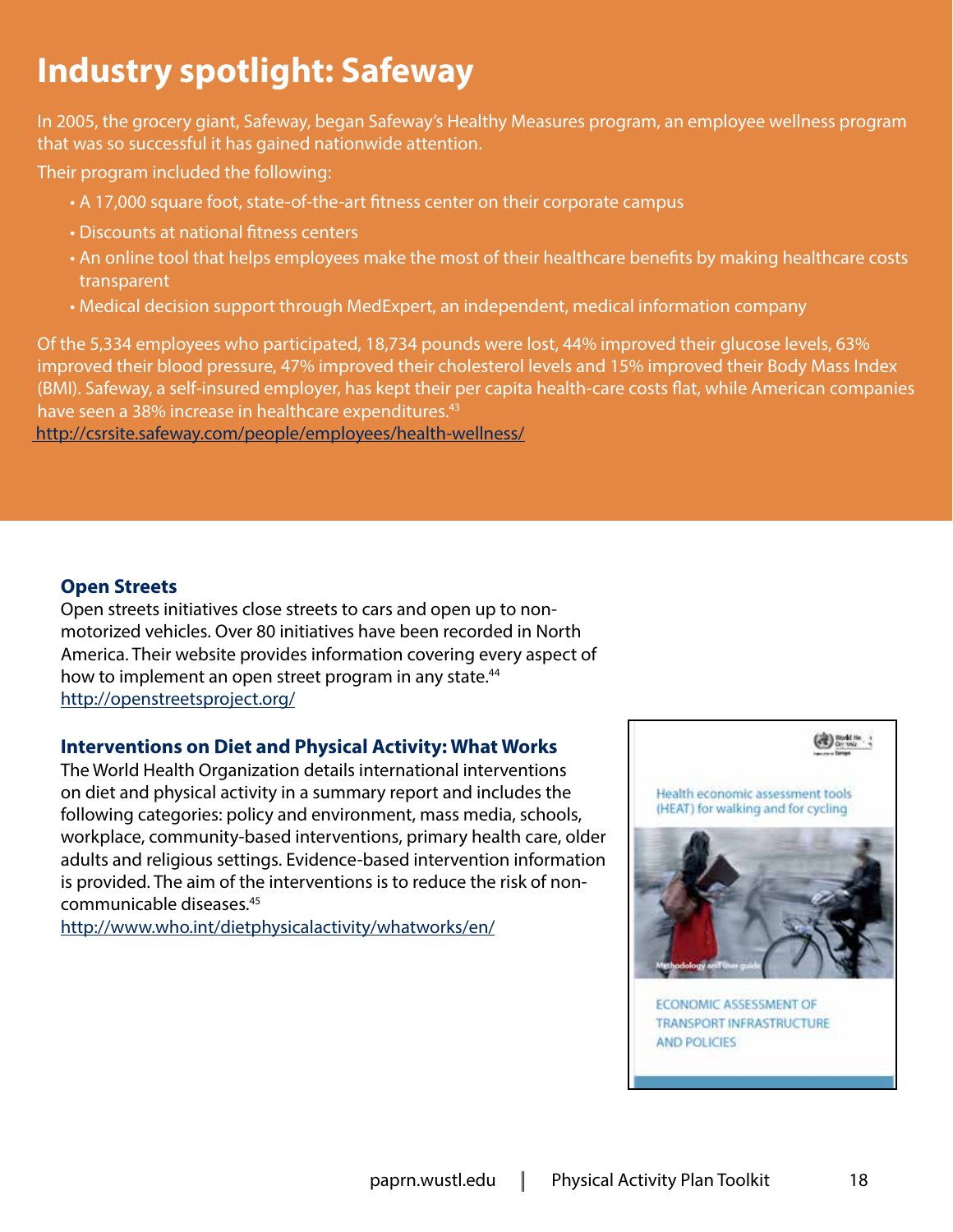# Industry spotlight: Safeway

In 2005, the grocery giant, Safeway, began Safeway's Healthy Measures program, an employee wellness program that was so successful it has gained nationwide attention.

Their program included the following:

- A 17,000 square foot, state-of-the-art fitness center on their corporate campus
- Discounts at national fitness centers
- An online tool that helps employees make the most of their healthcare benefits by making healthcare costs transparent
- Medical decision support through MedExpert, an independent, medical information company

Of the 5,334 employees who participated, 18,734 pounds were lost, 44% improved their glucose levels, 63% improved their blood pressure, 47% improved their cholesterol levels and 15% improved their Body Mass Index (BMI). Safeway, a self-insured employer, has kept their per capita health-care costs flat, while American companies have seen a 38% increase in healthcare expenditures.[43]

http://csrsite.safeway.com/people/employees/health-wellness/

### Open Streets

Open streets initiatives close streets to cars and open up to non-motorized vehicles. Over 80 initiatives have been recorded in North America. Their website provides information covering every aspect of how to implement an open street program in any state.[44]

http://openstreetsproject.org/

### Interventions on Diet and Physical Activity: What Works

The World Health Organization details international interventions on diet and physical activity in a summary report and includes the following categories: policy and environment, mass media, schools, workplace, community-based interventions, primary health care, older adults and religious settings. Evidence-based intervention information is provided. The aim of the interventions is to reduce the risk of non-communicable diseases.[45]

http://www.who.int/dietphysicalactivity/whatworks/en/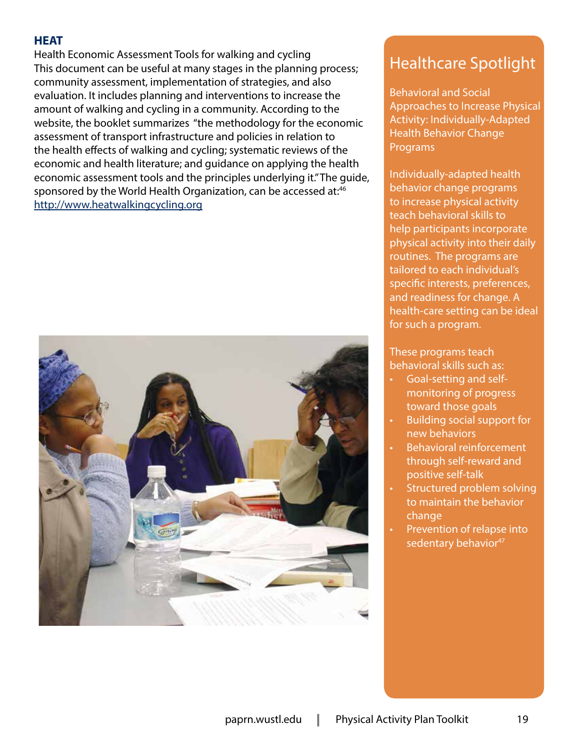### HEAT

Health Economic Assessment Tools for walking and cycling

This document can be useful at many stages in the planning process; community assessment, implementation of strategies, and also evaluation. It includes planning and interventions to increase the amount of walking and cycling in a community. According to the website, the booklet summarizes "the methodology for the economic assessment of transport infrastructure and policies in relation to the health effects of walking and cycling; systematic reviews of the economic and health literature; and guidance on applying the health economic assessment tools and the principles underlying it." The guide, sponsored by the World Health Organization, can be accessed at:[46] http://www.heatwalkingcycling.org

## Healthcare Spotlight

Behavioral and Social Approaches to Increase Physical Activity: Individually-Adapted Health Behavior Change Programs

Individually-adapted health behavior change programs to increase physical activity teach behavioral skills to help participants incorporate physical activity into their daily routines. The programs are tailored to each individual's specific interests, preferences, and readiness for change. A health-care setting can be ideal for such a program.

These programs teach behavioral skills such as:

- Goal-setting and self-monitoring of progress toward those goals
- Building social support for new behaviors
- Behavioral reinforcement through self-reward and positive self-talk
- Structured problem solving to maintain the behavior change
- Prevention of relapse into sedentary behavior[47]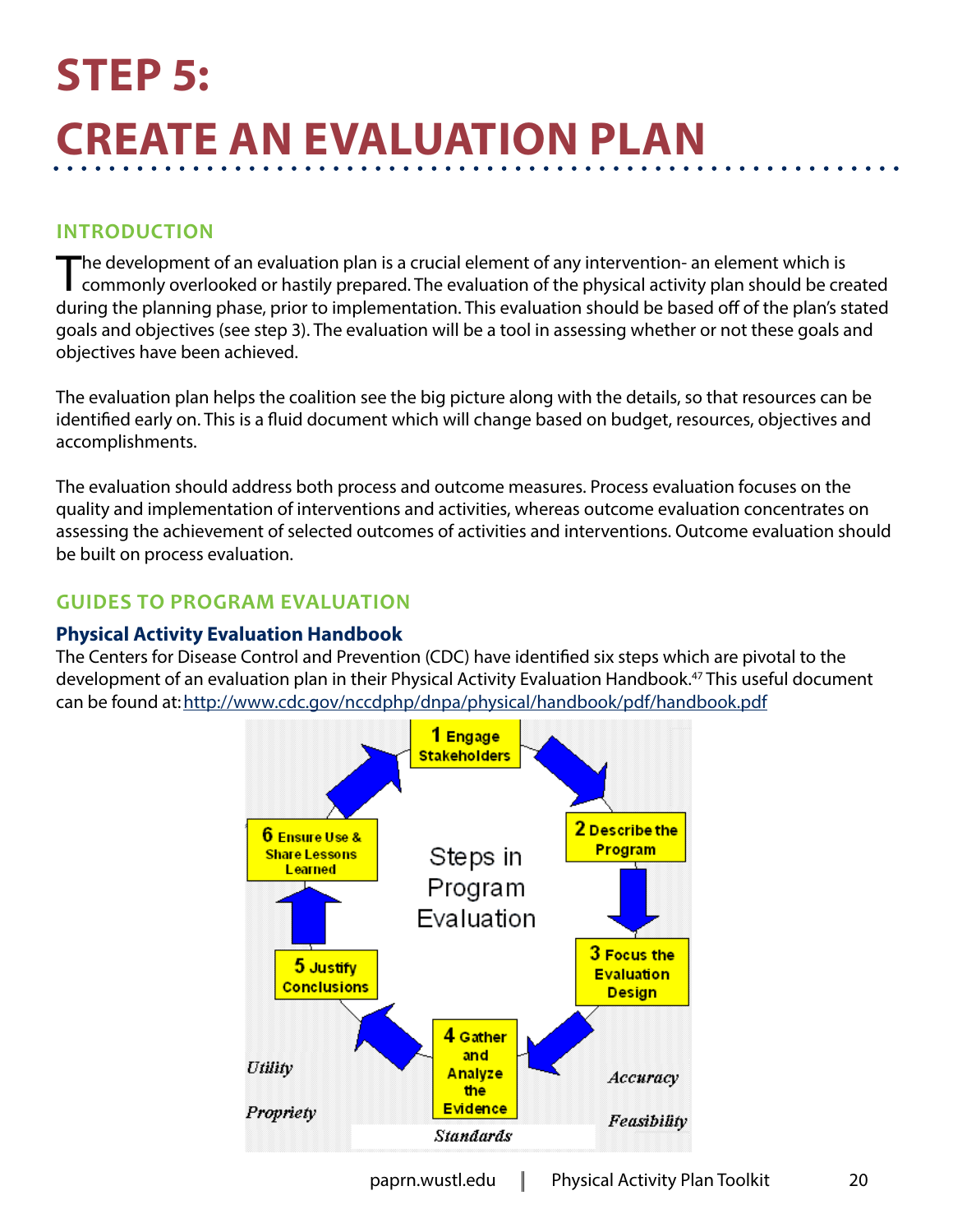# STEP 5: CREATE AN EVALUATION PLAN

## INTRODUCTION

The development of an evaluation plan is a crucial element of any intervention- an element which is commonly overlooked or hastily prepared. The evaluation of the physical activity plan should be created during the planning phase, prior to implementation. This evaluation should be based off of the plan's stated goals and objectives (see step 3). The evaluation will be a tool in assessing whether or not these goals and objectives have been achieved.

The evaluation plan helps the coalition see the big picture along with the details, so that resources can be identified early on. This is a fluid document which will change based on budget, resources, objectives and accomplishments.

The evaluation should address both process and outcome measures. Process evaluation focuses on the quality and implementation of interventions and activities, whereas outcome evaluation concentrates on assessing the achievement of selected outcomes of activities and interventions. Outcome evaluation should be built on process evaluation.

## GUIDES TO PROGRAM EVALUATION

### Physical Activity Evaluation Handbook

The Centers for Disease Control and Prevention (CDC) have identified six steps which are pivotal to the development of an evaluation plan in their Physical Activity Evaluation Handbook.[47] This useful document can be found at: http://www.cdc.gov/nccdphp/dnpa/physical/handbook/pdf/handbook.pdf

Steps in Program Evaluation

1. Engage Stakeholders
2. Describe the Program
3. Focus the Evaluation Design
4. Gather and Analyze the Evidence
5. Justify Conclusions
6. Ensure Use & Share Lessons Learned

Standards: Utility, Propriety, Accuracy, Feasibility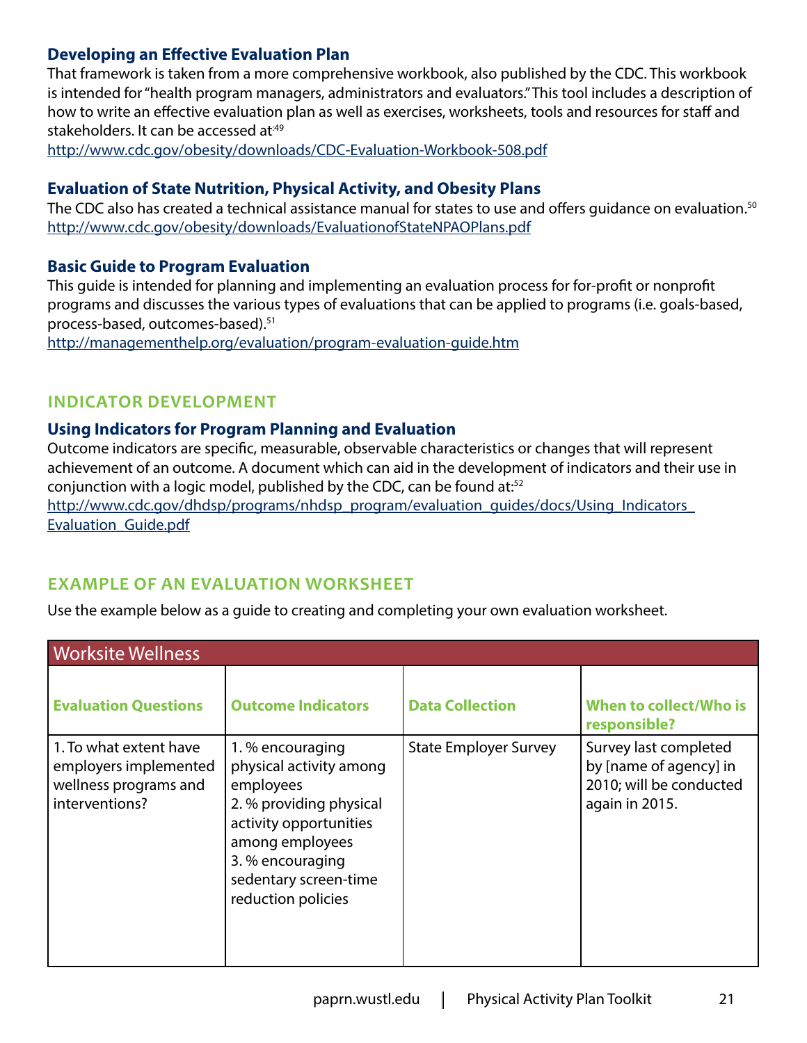### Developing an Effective Evaluation Plan

That framework is taken from a more comprehensive workbook, also published by the CDC. This workbook is intended for "health program managers, administrators and evaluators." This tool includes a description of how to write an effective evaluation plan as well as exercises, worksheets, tools and resources for staff and stakeholders. It can be accessed at:[49]
http://www.cdc.gov/obesity/downloads/CDC-Evaluation-Workbook-508.pdf

### Evaluation of State Nutrition, Physical Activity, and Obesity Plans

The CDC also has created a technical assistance manual for states to use and offers guidance on evaluation.[50]
http://www.cdc.gov/obesity/downloads/EvaluationofStateNPAOPlans.pdf

### Basic Guide to Program Evaluation

This guide is intended for planning and implementing an evaluation process for for-profit or nonprofit programs and discusses the various types of evaluations that can be applied to programs (i.e. goals-based, process-based, outcomes-based).[51]
http://managementhelp.org/evaluation/program-evaluation-guide.htm

## INDICATOR DEVELOPMENT

### Using Indicators for Program Planning and Evaluation

Outcome indicators are specific, measurable, observable characteristics or changes that will represent achievement of an outcome. A document which can aid in the development of indicators and their use in conjunction with a logic model, published by the CDC, can be found at:[52]
http://www.cdc.gov/dhdsp/programs/nhdsp_program/evaluation_guides/docs/Using_Indicators_Evaluation_Guide.pdf

## EXAMPLE OF AN EVALUATION WORKSHEET

Use the example below as a guide to creating and completing your own evaluation worksheet.

| Worksite Wellness | | | |
|---|---|---|---|
| **Evaluation Questions** | **Outcome Indicators** | **Data Collection** | **When to collect/Who is responsible?** |
| 1. To what extent have employers implemented wellness programs and interventions? | 1. % encouraging physical activity among employees<br>2. % providing physical activity opportunities among employees<br>3. % encouraging sedentary screen-time reduction policies | State Employer Survey | Survey last completed by [name of agency] in 2010; will be conducted again in 2015. |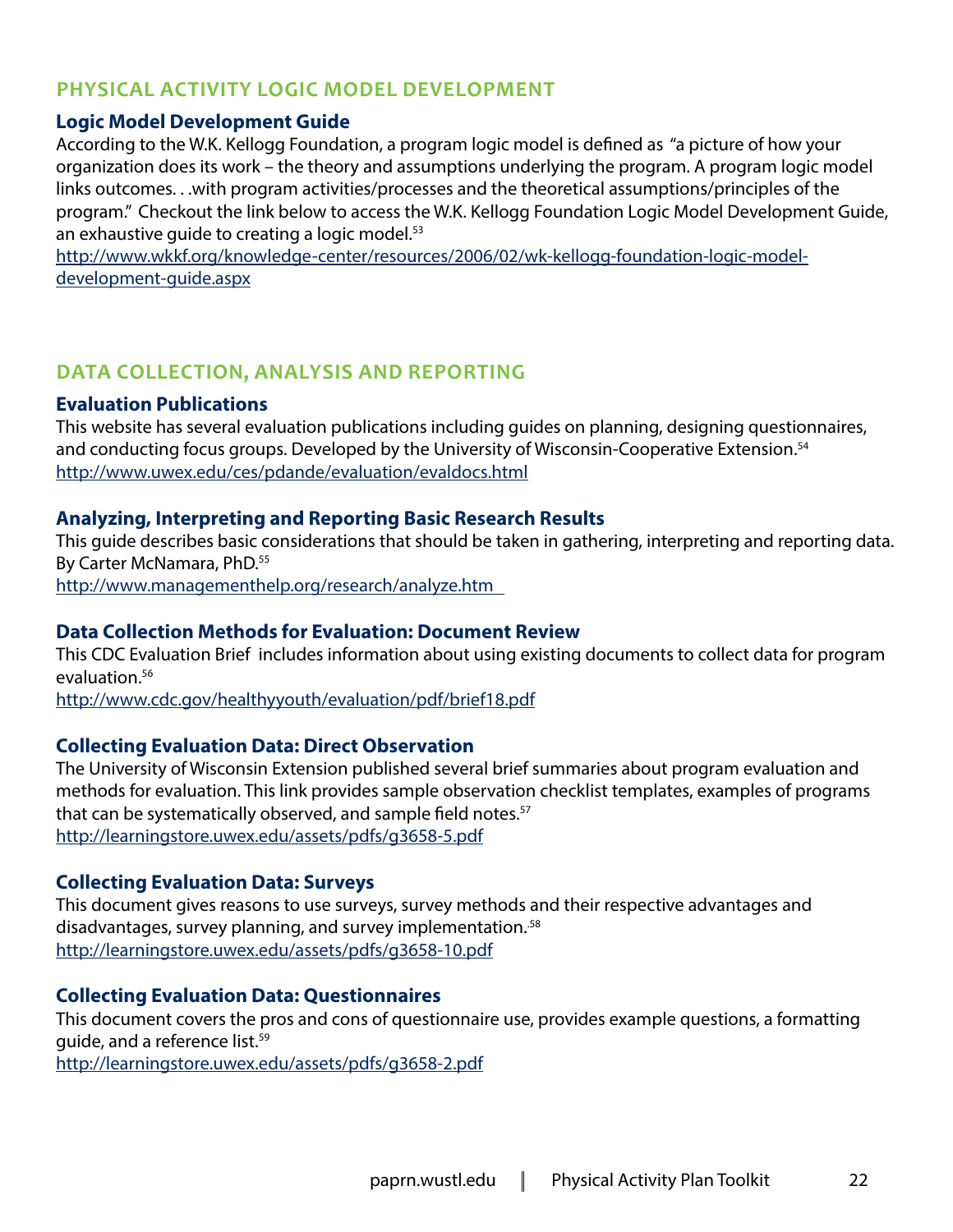## PHYSICAL ACTIVITY LOGIC MODEL DEVELOPMENT

### Logic Model Development Guide

According to the W.K. Kellogg Foundation, a program logic model is defined as "a picture of how your organization does its work – the theory and assumptions underlying the program. A program logic model links outcomes. . .with program activities/processes and the theoretical assumptions/principles of the program." Checkout the link below to access the W.K. Kellogg Foundation Logic Model Development Guide, an exhaustive guide to creating a logic model.[53]
http://www.wkkf.org/knowledge-center/resources/2006/02/wk-kellogg-foundation-logic-model-development-guide.aspx

## DATA COLLECTION, ANALYSIS AND REPORTING

### Evaluation Publications

This website has several evaluation publications including guides on planning, designing questionnaires, and conducting focus groups. Developed by the University of Wisconsin-Cooperative Extension.[54]
http://www.uwex.edu/ces/pdande/evaluation/evaldocs.html

### Analyzing, Interpreting and Reporting Basic Research Results

This guide describes basic considerations that should be taken in gathering, interpreting and reporting data. By Carter McNamara, PhD.[55]
http://www.managementhelp.org/research/analyze.htm

### Data Collection Methods for Evaluation: Document Review

This CDC Evaluation Brief includes information about using existing documents to collect data for program evaluation.[56]
http://www.cdc.gov/healthyyouth/evaluation/pdf/brief18.pdf

### Collecting Evaluation Data: Direct Observation

The University of Wisconsin Extension published several brief summaries about program evaluation and methods for evaluation. This link provides sample observation checklist templates, examples of programs that can be systematically observed, and sample field notes.[57]
http://learningstore.uwex.edu/assets/pdfs/g3658-5.pdf

### Collecting Evaluation Data: Surveys

This document gives reasons to use surveys, survey methods and their respective advantages and disadvantages, survey planning, and survey implementation.[58]
http://learningstore.uwex.edu/assets/pdfs/g3658-10.pdf

### Collecting Evaluation Data: Questionnaires

This document covers the pros and cons of questionnaire use, provides example questions, a formatting guide, and a reference list.[59]
http://learningstore.uwex.edu/assets/pdfs/g3658-2.pdf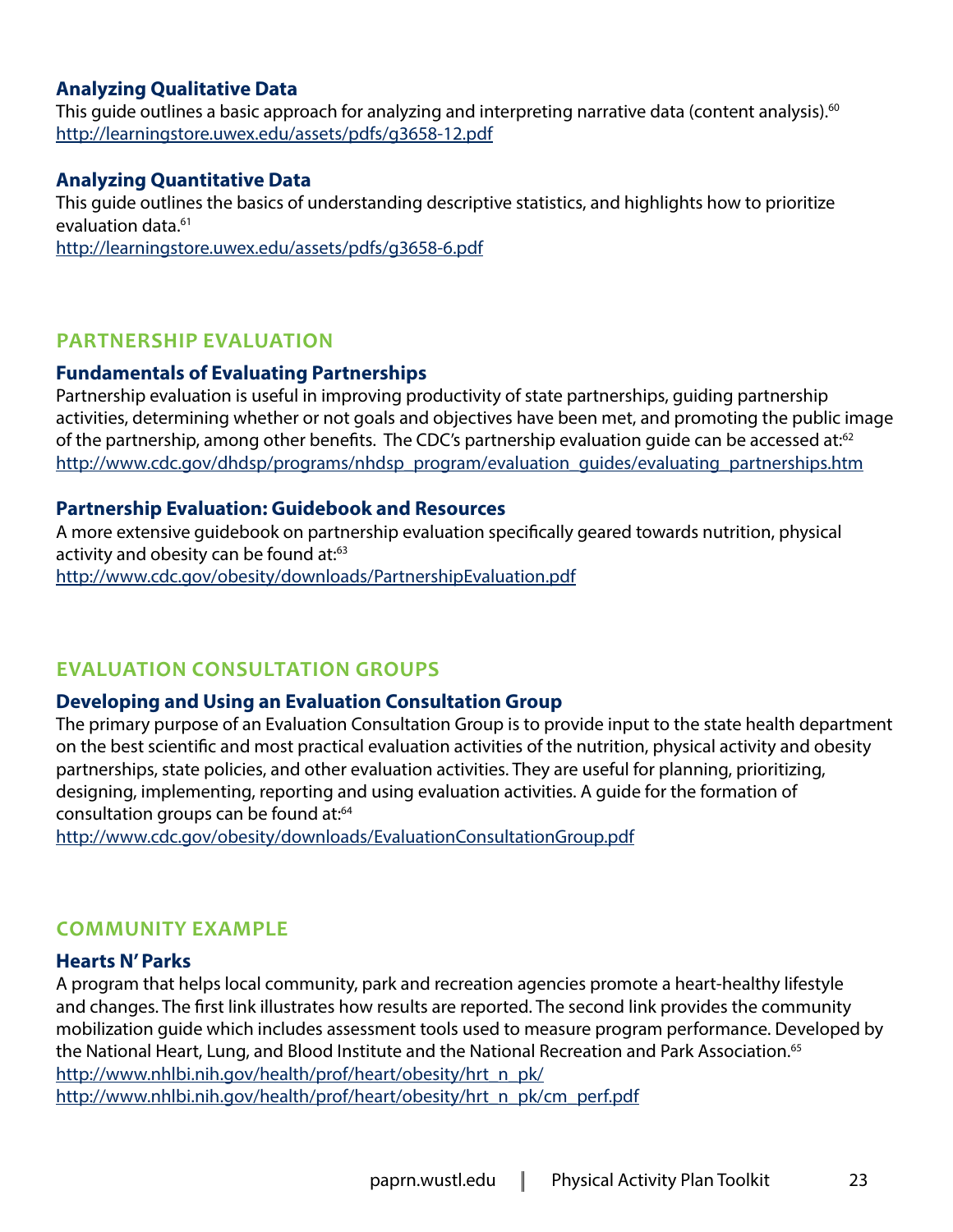### Analyzing Qualitative Data

This guide outlines a basic approach for analyzing and interpreting narrative data (content analysis).[60]
http://learningstore.uwex.edu/assets/pdfs/g3658-12.pdf

### Analyzing Quantitative Data

This guide outlines the basics of understanding descriptive statistics, and highlights how to prioritize evaluation data.[61]
http://learningstore.uwex.edu/assets/pdfs/g3658-6.pdf

## PARTNERSHIP EVALUATION

### Fundamentals of Evaluating Partnerships

Partnership evaluation is useful in improving productivity of state partnerships, guiding partnership activities, determining whether or not goals and objectives have been met, and promoting the public image of the partnership, among other benefits. The CDC's partnership evaluation guide can be accessed at:[62]
http://www.cdc.gov/dhdsp/programs/nhdsp_program/evaluation_guides/evaluating_partnerships.htm

### Partnership Evaluation: Guidebook and Resources

A more extensive guidebook on partnership evaluation specifically geared towards nutrition, physical activity and obesity can be found at:[63]
http://www.cdc.gov/obesity/downloads/PartnershipEvaluation.pdf

## EVALUATION CONSULTATION GROUPS

### Developing and Using an Evaluation Consultation Group

The primary purpose of an Evaluation Consultation Group is to provide input to the state health department on the best scientific and most practical evaluation activities of the nutrition, physical activity and obesity partnerships, state policies, and other evaluation activities. They are useful for planning, prioritizing, designing, implementing, reporting and using evaluation activities. A guide for the formation of consultation groups can be found at:[64]
http://www.cdc.gov/obesity/downloads/EvaluationConsultationGroup.pdf

## COMMUNITY EXAMPLE

### Hearts N' Parks

A program that helps local community, park and recreation agencies promote a heart-healthy lifestyle and changes. The first link illustrates how results are reported. The second link provides the community mobilization guide which includes assessment tools used to measure program performance. Developed by the National Heart, Lung, and Blood Institute and the National Recreation and Park Association.[65]
http://www.nhlbi.nih.gov/health/prof/heart/obesity/hrt_n_pk/
http://www.nhlbi.nih.gov/health/prof/heart/obesity/hrt_n_pk/cm_perf.pdf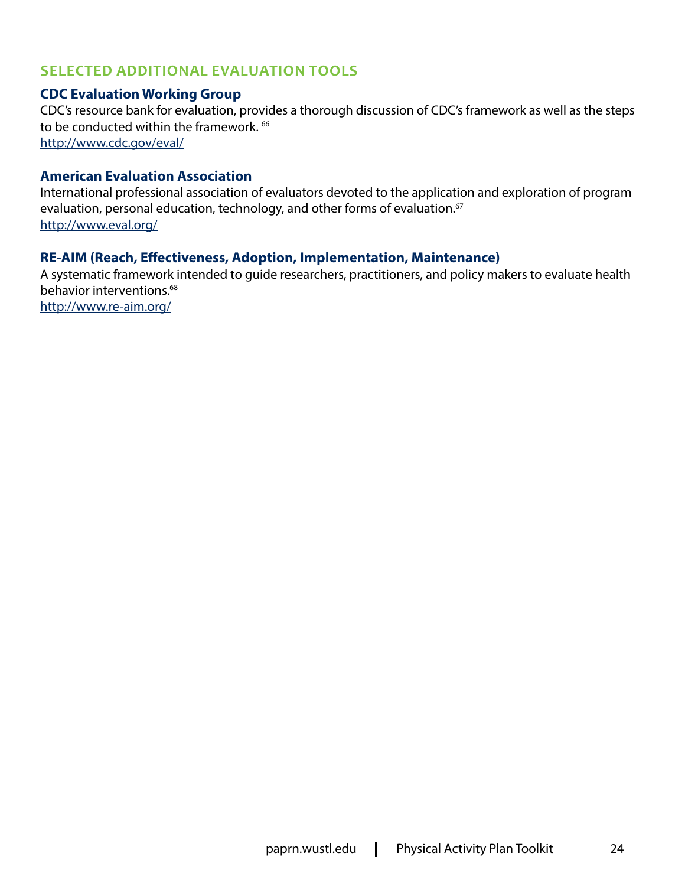## SELECTED ADDITIONAL EVALUATION TOOLS

### CDC Evaluation Working Group

CDC's resource bank for evaluation, provides a thorough discussion of CDC's framework as well as the steps to be conducted within the framework. [66]
http://www.cdc.gov/eval/

### American Evaluation Association

International professional association of evaluators devoted to the application and exploration of program evaluation, personal education, technology, and other forms of evaluation.[67]
http://www.eval.org/

### RE-AIM (Reach, Effectiveness, Adoption, Implementation, Maintenance)

A systematic framework intended to guide researchers, practitioners, and policy makers to evaluate health behavior interventions.[68]
http://www.re-aim.org/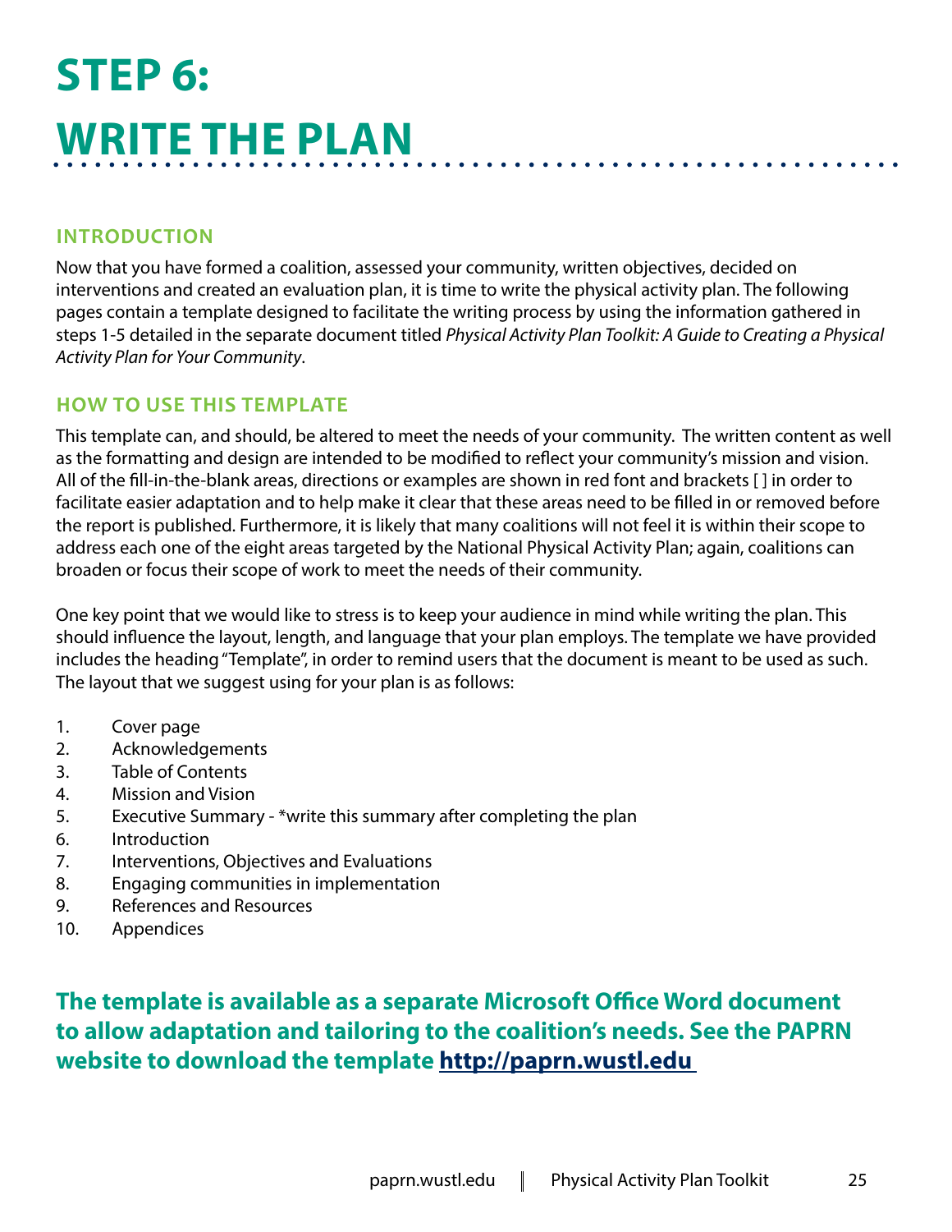# STEP 6: WRITE THE PLAN

## INTRODUCTION

Now that you have formed a coalition, assessed your community, written objectives, decided on interventions and created an evaluation plan, it is time to write the physical activity plan. The following pages contain a template designed to facilitate the writing process by using the information gathered in steps 1-5 detailed in the separate document titled *Physical Activity Plan Toolkit: A Guide to Creating a Physical Activity Plan for Your Community*.

## HOW TO USE THIS TEMPLATE

This template can, and should, be altered to meet the needs of your community. The written content as well as the formatting and design are intended to be modified to reflect your community's mission and vision. All of the fill-in-the-blank areas, directions or examples are shown in red font and brackets [ ] in order to facilitate easier adaptation and to help make it clear that these areas need to be filled in or removed before the report is published. Furthermore, it is likely that many coalitions will not feel it is within their scope to address each one of the eight areas targeted by the National Physical Activity Plan; again, coalitions can broaden or focus their scope of work to meet the needs of their community.

One key point that we would like to stress is to keep your audience in mind while writing the plan. This should influence the layout, length, and language that your plan employs. The template we have provided includes the heading "Template", in order to remind users that the document is meant to be used as such. The layout that we suggest using for your plan is as follows:

1. Cover page
2. Acknowledgements
3. Table of Contents
4. Mission and Vision
5. Executive Summary - *write this summary after completing the plan
6. Introduction
7. Interventions, Objectives and Evaluations
8. Engaging communities in implementation
9. References and Resources
10. Appendices

**The template is available as a separate Microsoft Office Word document to allow adaptation and tailoring to the coalition's needs. See the PAPRN website to download the template http://paprn.wustl.edu**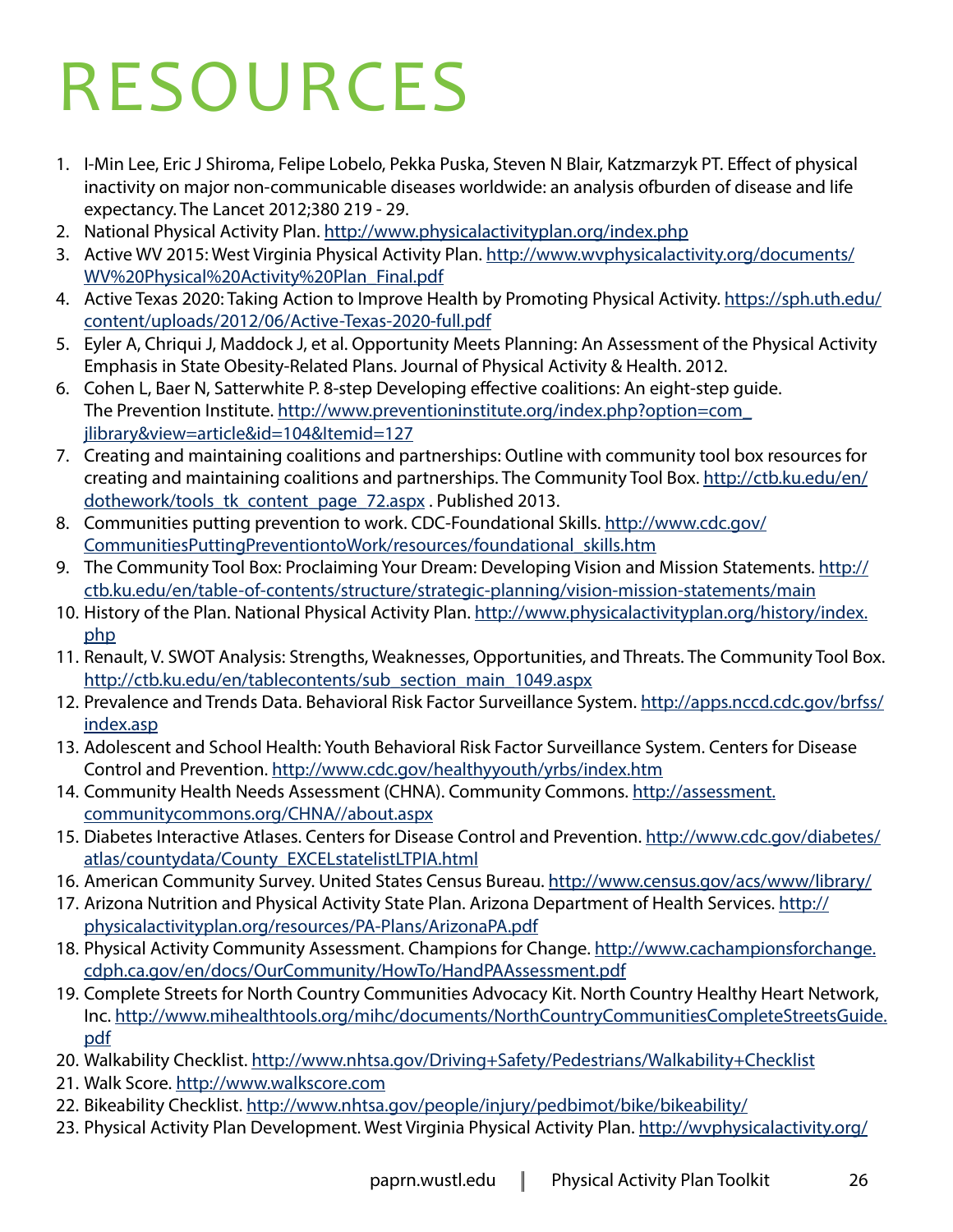# RESOURCES

1. I-Min Lee, Eric J Shiroma, Felipe Lobelo, Pekka Puska, Steven N Blair, Katzmarzyk PT. Effect of physical inactivity on major non-communicable diseases worldwide: an analysis ofburden of disease and life expectancy. The Lancet 2012;380 219 - 29.
2. National Physical Activity Plan. http://www.physicalactivityplan.org/index.php
3. Active WV 2015: West Virginia Physical Activity Plan. http://www.wvphysicalactivity.org/documents/WV%20Physical%20Activity%20Plan_Final.pdf
4. Active Texas 2020: Taking Action to Improve Health by Promoting Physical Activity. https://sph.uth.edu/content/uploads/2012/06/Active-Texas-2020-full.pdf
5. Eyler A, Chriqui J, Maddock J, et al. Opportunity Meets Planning: An Assessment of the Physical Activity Emphasis in State Obesity-Related Plans. Journal of Physical Activity & Health. 2012.
6. Cohen L, Baer N, Satterwhite P. 8-step Developing effective coalitions: An eight-step guide. The Prevention Institute. http://www.preventioninstitute.org/index.php?option=com_jlibrary&view=article&id=104&Itemid=127
7. Creating and maintaining coalitions and partnerships: Outline with community tool box resources for creating and maintaining coalitions and partnerships. The Community Tool Box. http://ctb.ku.edu/en/dothework/tools_tk_content_page_72.aspx . Published 2013.
8. Communities putting prevention to work. CDC-Foundational Skills. http://www.cdc.gov/CommunitiesPuttingPreventiontoWork/resources/foundational_skills.htm
9. The Community Tool Box: Proclaiming Your Dream: Developing Vision and Mission Statements. http://ctb.ku.edu/en/table-of-contents/structure/strategic-planning/vision-mission-statements/main
10. History of the Plan. National Physical Activity Plan. http://www.physicalactivityplan.org/history/index.php
11. Renault, V. SWOT Analysis: Strengths, Weaknesses, Opportunities, and Threats. The Community Tool Box. http://ctb.ku.edu/en/tablecontents/sub_section_main_1049.aspx
12. Prevalence and Trends Data. Behavioral Risk Factor Surveillance System. http://apps.nccd.cdc.gov/brfss/index.asp
13. Adolescent and School Health: Youth Behavioral Risk Factor Surveillance System. Centers for Disease Control and Prevention. http://www.cdc.gov/healthyyouth/yrbs/index.htm
14. Community Health Needs Assessment (CHNA). Community Commons. http://assessment.communitycommons.org/CHNA//about.aspx
15. Diabetes Interactive Atlases. Centers for Disease Control and Prevention. http://www.cdc.gov/diabetes/atlas/countydata/County_EXCELstatelistLTPIA.html
16. American Community Survey. United States Census Bureau. http://www.census.gov/acs/www/library/
17. Arizona Nutrition and Physical Activity State Plan. Arizona Department of Health Services. http://physicalactivityplan.org/resources/PA-Plans/ArizonaPA.pdf
18. Physical Activity Community Assessment. Champions for Change. http://www.cachampionsforchange.cdph.ca.gov/en/docs/OurCommunity/HowTo/HandPAAssessment.pdf
19. Complete Streets for North Country Communities Advocacy Kit. North Country Healthy Heart Network, Inc. http://www.mihealthtools.org/mihc/documents/NorthCountryCommunitiesCompleteStreetsGuide.pdf
20. Walkability Checklist. http://www.nhtsa.gov/Driving+Safety/Pedestrians/Walkability+Checklist
21. Walk Score. http://www.walkscore.com
22. Bikeability Checklist. http://www.nhtsa.gov/people/injury/pedbimot/bike/bikeability/
23. Physical Activity Plan Development. West Virginia Physical Activity Plan. http://wvphysicalactivity.org/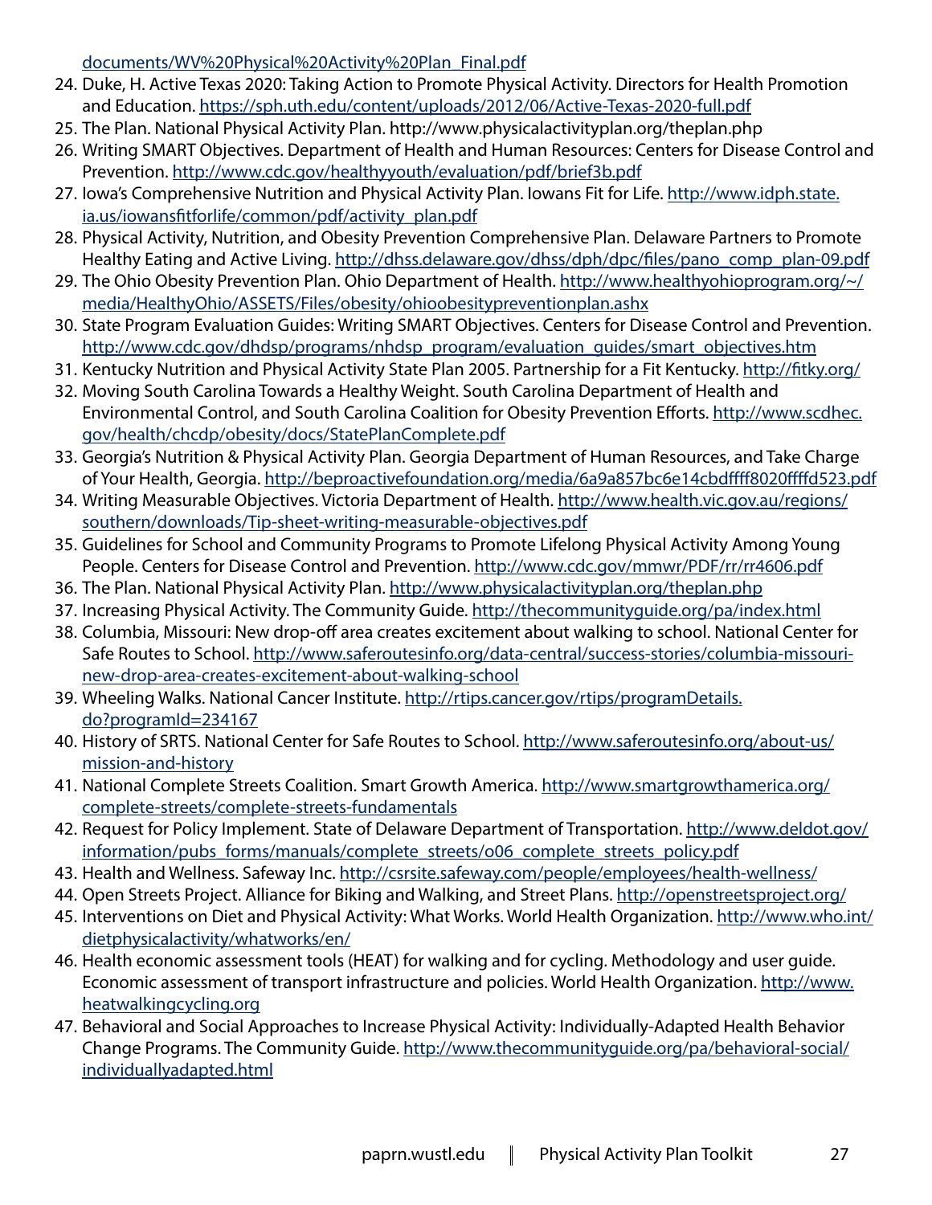documents/WV%20Physical%20Activity%20Plan_Final.pdf

24. Duke, H. Active Texas 2020: Taking Action to Promote Physical Activity. Directors for Health Promotion and Education. https://sph.uth.edu/content/uploads/2012/06/Active-Texas-2020-full.pdf
25. The Plan. National Physical Activity Plan. http://www.physicalactivityplan.org/theplan.php
26. Writing SMART Objectives. Department of Health and Human Resources: Centers for Disease Control and Prevention. http://www.cdc.gov/healthyyouth/evaluation/pdf/brief3b.pdf
27. Iowa's Comprehensive Nutrition and Physical Activity Plan. Iowans Fit for Life. http://www.idph.state.ia.us/iowansfitforlife/common/pdf/activity_plan.pdf
28. Physical Activity, Nutrition, and Obesity Prevention Comprehensive Plan. Delaware Partners to Promote Healthy Eating and Active Living. http://dhss.delaware.gov/dhss/dph/dpc/files/pano_comp_plan-09.pdf
29. The Ohio Obesity Prevention Plan. Ohio Department of Health. http://www.healthyohioprogram.org/~/media/HealthyOhio/ASSETS/Files/obesity/ohioobesitypreventionplan.ashx
30. State Program Evaluation Guides: Writing SMART Objectives. Centers for Disease Control and Prevention. http://www.cdc.gov/dhdsp/programs/nhdsp_program/evaluation_guides/smart_objectives.htm
31. Kentucky Nutrition and Physical Activity State Plan 2005. Partnership for a Fit Kentucky. http://fitky.org/
32. Moving South Carolina Towards a Healthy Weight. South Carolina Department of Health and Environmental Control, and South Carolina Coalition for Obesity Prevention Efforts. http://www.scdhec.gov/health/chcdp/obesity/docs/StatePlanComplete.pdf
33. Georgia's Nutrition & Physical Activity Plan. Georgia Department of Human Resources, and Take Charge of Your Health, Georgia. http://beproactivefoundation.org/media/6a9a857bc6e14cbdffff8020ffffd523.pdf
34. Writing Measurable Objectives. Victoria Department of Health. http://www.health.vic.gov.au/regions/southern/downloads/Tip-sheet-writing-measurable-objectives.pdf
35. Guidelines for School and Community Programs to Promote Lifelong Physical Activity Among Young People. Centers for Disease Control and Prevention. http://www.cdc.gov/mmwr/PDF/rr/rr4606.pdf
36. The Plan. National Physical Activity Plan. http://www.physicalactivityplan.org/theplan.php
37. Increasing Physical Activity. The Community Guide. http://thecommunityguide.org/pa/index.html
38. Columbia, Missouri: New drop-off area creates excitement about walking to school. National Center for Safe Routes to School. http://www.saferoutesinfo.org/data-central/success-stories/columbia-missouri-new-drop-area-creates-excitement-about-walking-school
39. Wheeling Walks. National Cancer Institute. http://rtips.cancer.gov/rtips/programDetails.do?programId=234167
40. History of SRTS. National Center for Safe Routes to School. http://www.saferoutesinfo.org/about-us/mission-and-history
41. National Complete Streets Coalition. Smart Growth America. http://www.smartgrowthamerica.org/complete-streets/complete-streets-fundamentals
42. Request for Policy Implement. State of Delaware Department of Transportation. http://www.deldot.gov/information/pubs_forms/manuals/complete_streets/o06_complete_streets_policy.pdf
43. Health and Wellness. Safeway Inc. http://csrsite.safeway.com/people/employees/health-wellness/
44. Open Streets Project. Alliance for Biking and Walking, and Street Plans. http://openstreetsproject.org/
45. Interventions on Diet and Physical Activity: What Works. World Health Organization. http://www.who.int/dietphysicalactivity/whatworks/en/
46. Health economic assessment tools (HEAT) for walking and for cycling. Methodology and user guide. Economic assessment of transport infrastructure and policies. World Health Organization. http://www.heatwalkingcycling.org
47. Behavioral and Social Approaches to Increase Physical Activity: Individually-Adapted Health Behavior Change Programs. The Community Guide. http://www.thecommunityguide.org/pa/behavioral-social/individuallyadapted.html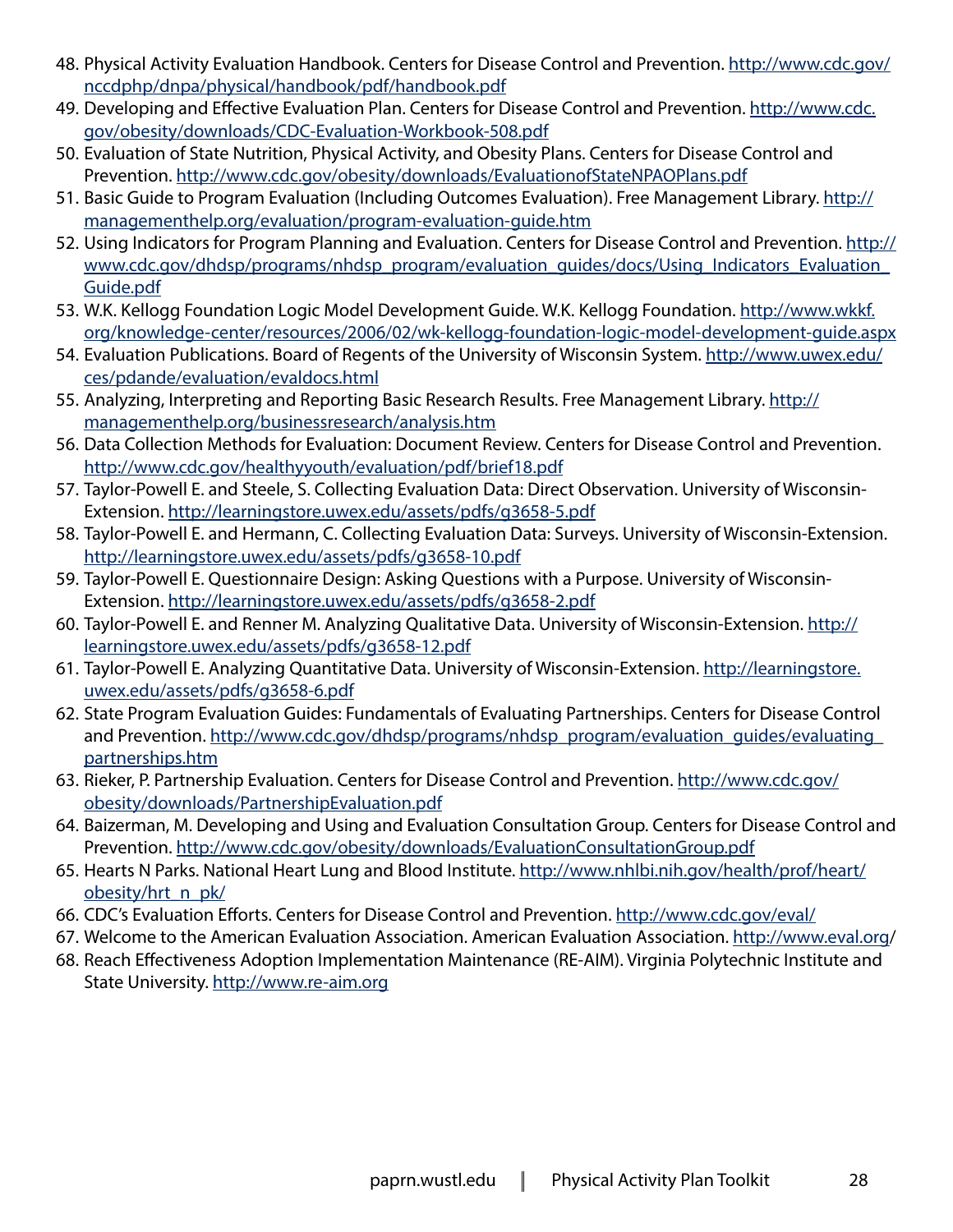48. Physical Activity Evaluation Handbook. Centers for Disease Control and Prevention. http://www.cdc.gov/nccdphp/dnpa/physical/handbook/pdf/handbook.pdf
49. Developing and Effective Evaluation Plan. Centers for Disease Control and Prevention. http://www.cdc.gov/obesity/downloads/CDC-Evaluation-Workbook-508.pdf
50. Evaluation of State Nutrition, Physical Activity, and Obesity Plans. Centers for Disease Control and Prevention. http://www.cdc.gov/obesity/downloads/EvaluationofStateNPAOPlans.pdf
51. Basic Guide to Program Evaluation (Including Outcomes Evaluation). Free Management Library. http://managementhelp.org/evaluation/program-evaluation-guide.htm
52. Using Indicators for Program Planning and Evaluation. Centers for Disease Control and Prevention. http://www.cdc.gov/dhdsp/programs/nhdsp_program/evaluation_guides/docs/Using_Indicators_Evaluation_Guide.pdf
53. W.K. Kellogg Foundation Logic Model Development Guide. W.K. Kellogg Foundation. http://www.wkkf.org/knowledge-center/resources/2006/02/wk-kellogg-foundation-logic-model-development-guide.aspx
54. Evaluation Publications. Board of Regents of the University of Wisconsin System. http://www.uwex.edu/ces/pdande/evaluation/evaldocs.html
55. Analyzing, Interpreting and Reporting Basic Research Results. Free Management Library. http://managementhelp.org/businessresearch/analysis.htm
56. Data Collection Methods for Evaluation: Document Review. Centers for Disease Control and Prevention. http://www.cdc.gov/healthyyouth/evaluation/pdf/brief18.pdf
57. Taylor-Powell E. and Steele, S. Collecting Evaluation Data: Direct Observation. University of Wisconsin-Extension. http://learningstore.uwex.edu/assets/pdfs/g3658-5.pdf
58. Taylor-Powell E. and Hermann, C. Collecting Evaluation Data: Surveys. University of Wisconsin-Extension. http://learningstore.uwex.edu/assets/pdfs/g3658-10.pdf
59. Taylor-Powell E. Questionnaire Design: Asking Questions with a Purpose. University of Wisconsin-Extension. http://learningstore.uwex.edu/assets/pdfs/g3658-2.pdf
60. Taylor-Powell E. and Renner M. Analyzing Qualitative Data. University of Wisconsin-Extension. http://learningstore.uwex.edu/assets/pdfs/g3658-12.pdf
61. Taylor-Powell E. Analyzing Quantitative Data. University of Wisconsin-Extension. http://learningstore.uwex.edu/assets/pdfs/g3658-6.pdf
62. State Program Evaluation Guides: Fundamentals of Evaluating Partnerships. Centers for Disease Control and Prevention. http://www.cdc.gov/dhdsp/programs/nhdsp_program/evaluation_guides/evaluating_partnerships.htm
63. Rieker, P. Partnership Evaluation. Centers for Disease Control and Prevention. http://www.cdc.gov/obesity/downloads/PartnershipEvaluation.pdf
64. Baizerman, M. Developing and Using and Evaluation Consultation Group. Centers for Disease Control and Prevention. http://www.cdc.gov/obesity/downloads/EvaluationConsultationGroup.pdf
65. Hearts N Parks. National Heart Lung and Blood Institute. http://www.nhlbi.nih.gov/health/prof/heart/obesity/hrt_n_pk/
66. CDC's Evaluation Efforts. Centers for Disease Control and Prevention. http://www.cdc.gov/eval/
67. Welcome to the American Evaluation Association. American Evaluation Association. http://www.eval.org/
68. Reach Effectiveness Adoption Implementation Maintenance (RE-AIM). Virginia Polytechnic Institute and State University. http://www.re-aim.org